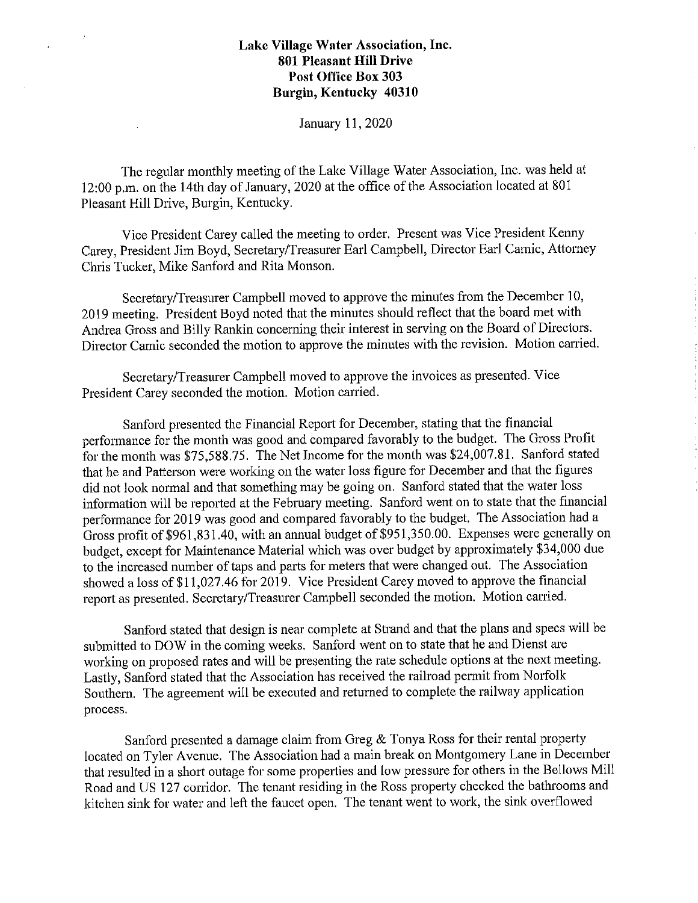**Lake Village Water Association, Inc.**
**801 Pleasant Hill Drive**
**Post Office Box 303**
**Burgin, Kentucky 40310**

January 11, 2020

The regular monthly meeting of the Lake Village Water Association, Inc. was held at 12:00 p.m. on the 14th day of January, 2020 at the office of the Association located at 801 Pleasant Hill Drive, Burgin, Kentucky.

Vice President Carey called the meeting to order. Present was Vice President Kenny Carey, President Jim Boyd, Secretary/Treasurer Earl Campbell, Director Earl Camic, Attorney Chris Tucker, Mike Sanford and Rita Monson.

Secretary/Treasurer Campbell moved to approve the minutes from the December 10, 2019 meeting. President Boyd noted that the minutes should reflect that the board met with Andrea Gross and Billy Rankin concerning their interest in serving on the Board of Directors. Director Camic seconded the motion to approve the minutes with the revision. Motion carried.

Secretary/Treasurer Campbell moved to approve the invoices as presented. Vice President Carey seconded the motion. Motion carried.

Sanford presented the Financial Report for December, stating that the financial performance for the month was good and compared favorably to the budget. The Gross Profit for the month was $75,588.75. The Net Income for the month was $24,007.81. Sanford stated that he and Patterson were working on the water loss figure for December and that the figures did not look normal and that something may be going on. Sanford stated that the water loss information will be reported at the February meeting. Sanford went on to state that the financial performance for 2019 was good and compared favorably to the budget. The Association had a Gross profit of $961,831.40, with an annual budget of $951,350.00. Expenses were generally on budget, except for Maintenance Material which was over budget by approximately $34,000 due to the increased number of taps and parts for meters that were changed out. The Association showed a loss of $11,027.46 for 2019. Vice President Carey moved to approve the financial report as presented. Secretary/Treasurer Campbell seconded the motion. Motion carried.

Sanford stated that design is near complete at Strand and that the plans and specs will be submitted to DOW in the coming weeks. Sanford went on to state that he and Dienst are working on proposed rates and will be presenting the rate schedule options at the next meeting. Lastly, Sanford stated that the Association has received the railroad permit from Norfolk Southern. The agreement will be executed and returned to complete the railway application process.

Sanford presented a damage claim from Greg & Tonya Ross for their rental property located on Tyler Avenue. The Association had a main break on Montgomery Lane in December that resulted in a short outage for some properties and low pressure for others in the Bellows Mill Road and US 127 corridor. The tenant residing in the Ross property checked the bathrooms and kitchen sink for water and left the faucet open. The tenant went to work, the sink overflowed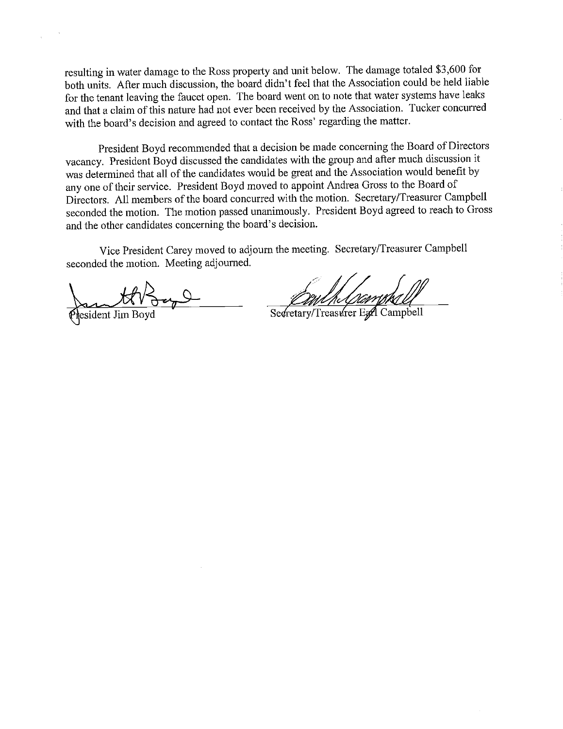resulting in water damage to the Ross property and unit below. The damage totaled $3,600 for both units. After much discussion, the board didn't feel that the Association could be held liable for the tenant leaving the faucet open. The board went on to note that water systems have leaks and that a claim of this nature had not ever been received by the Association. Tucker concurred with the board's decision and agreed to contact the Ross' regarding the matter.

President Boyd recommended that a decision be made concerning the Board of Directors vacancy. President Boyd discussed the candidates with the group and after much discussion it was determined that all of the candidates would be great and the Association would benefit by any one of their service. President Boyd moved to appoint Andrea Gross to the Board of Directors. All members of the board concurred with the motion. Secretary/Treasurer Campbell seconded the motion. The motion passed unanimously. President Boyd agreed to reach to Gross and the other candidates concerning the board's decision.

Vice President Carey moved to adjourn the meeting. Secretary/Treasurer Campbell seconded the motion. Meeting adjourned.

President Jim Boyd

Secretary/Treasurer Earl Campbell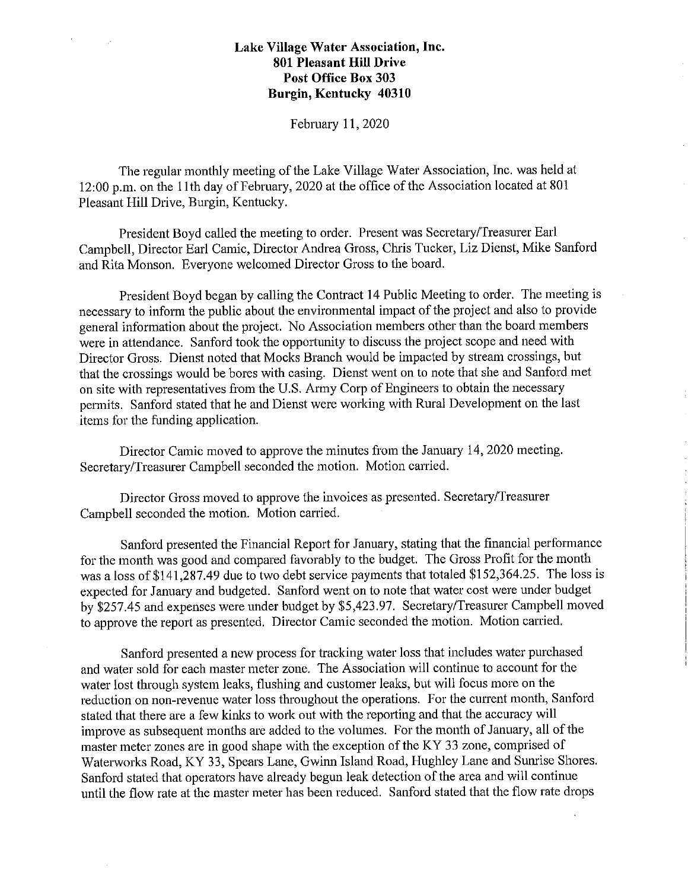**Lake Village Water Association, Inc.**
**801 Pleasant Hill Drive**
**Post Office Box 303**
**Burgin, Kentucky 40310**

February 11, 2020

The regular monthly meeting of the Lake Village Water Association, Inc. was held at 12:00 p.m. on the 11th day of February, 2020 at the office of the Association located at 801 Pleasant Hill Drive, Burgin, Kentucky.

President Boyd called the meeting to order. Present was Secretary/Treasurer Earl Campbell, Director Earl Camic, Director Andrea Gross, Chris Tucker, Liz Dienst, Mike Sanford and Rita Monson. Everyone welcomed Director Gross to the board.

President Boyd began by calling the Contract 14 Public Meeting to order. The meeting is necessary to inform the public about the environmental impact of the project and also to provide general information about the project. No Association members other than the board members were in attendance. Sanford took the opportunity to discuss the project scope and need with Director Gross. Dienst noted that Mocks Branch would be impacted by stream crossings, but that the crossings would be bores with casing. Dienst went on to note that she and Sanford met on site with representatives from the U.S. Army Corp of Engineers to obtain the necessary permits. Sanford stated that he and Dienst were working with Rural Development on the last items for the funding application.

Director Camic moved to approve the minutes from the January 14, 2020 meeting. Secretary/Treasurer Campbell seconded the motion. Motion carried.

Director Gross moved to approve the invoices as presented. Secretary/Treasurer Campbell seconded the motion. Motion carried.

Sanford presented the Financial Report for January, stating that the financial performance for the month was good and compared favorably to the budget. The Gross Profit for the month was a loss of $141,287.49 due to two debt service payments that totaled $152,364.25. The loss is expected for January and budgeted. Sanford went on to note that water cost were under budget by $257.45 and expenses were under budget by $5,423.97. Secretary/Treasurer Campbell moved to approve the report as presented. Director Camic seconded the motion. Motion carried.

Sanford presented a new process for tracking water loss that includes water purchased and water sold for each master meter zone. The Association will continue to account for the water lost through system leaks, flushing and customer leaks, but will focus more on the reduction on non-revenue water loss throughout the operations. For the current month, Sanford stated that there are a few kinks to work out with the reporting and that the accuracy will improve as subsequent months are added to the volumes. For the month of January, all of the master meter zones are in good shape with the exception of the KY 33 zone, comprised of Waterworks Road, KY 33, Spears Lane, Gwinn Island Road, Hughley Lane and Sunrise Shores. Sanford stated that operators have already begun leak detection of the area and will continue until the flow rate at the master meter has been reduced. Sanford stated that the flow rate drops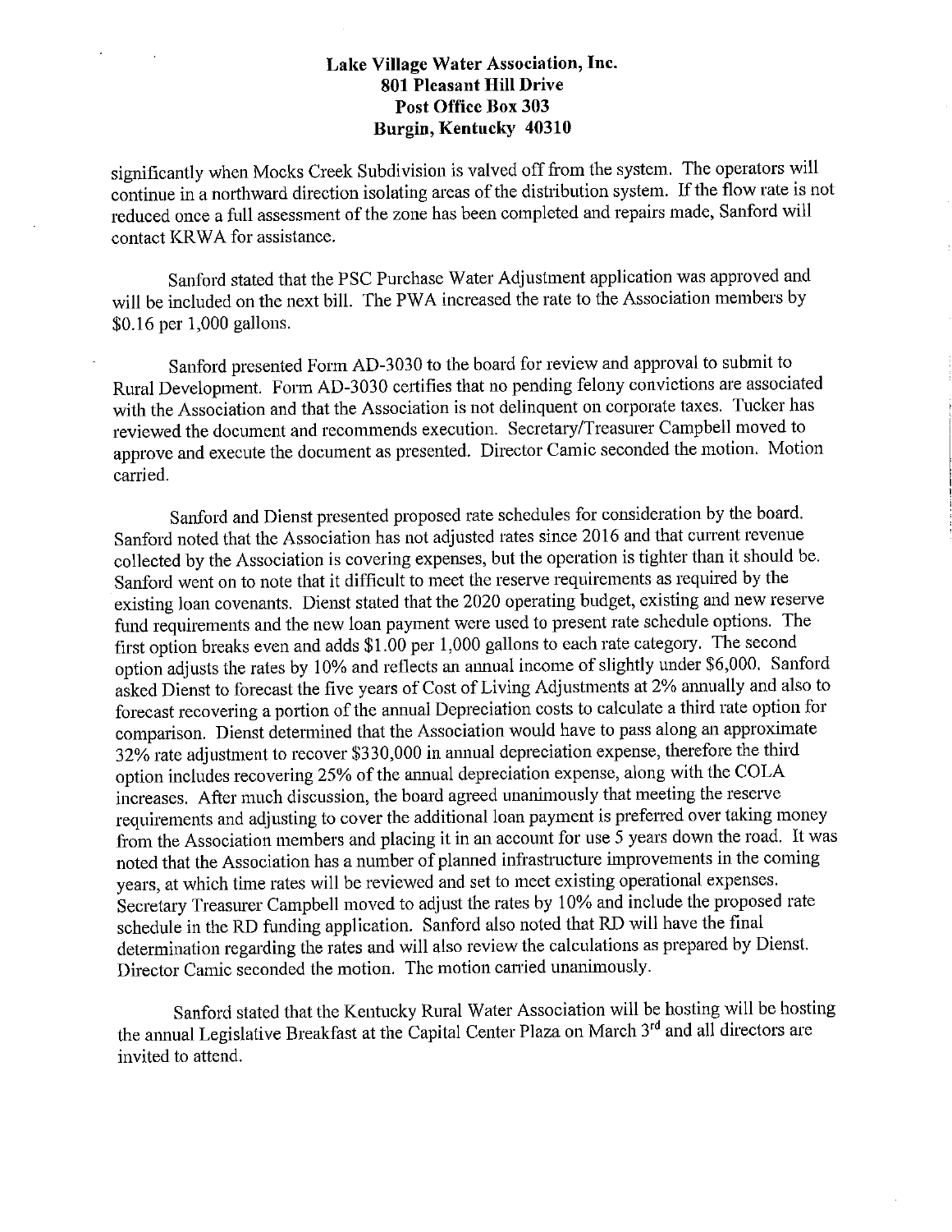**Lake Village Water Association, Inc.**
**801 Pleasant Hill Drive**
**Post Office Box 303**
**Burgin, Kentucky 40310**

significantly when Mocks Creek Subdivision is valved off from the system. The operators will continue in a northward direction isolating areas of the distribution system. If the flow rate is not reduced once a full assessment of the zone has been completed and repairs made, Sanford will contact KRWA for assistance.

Sanford stated that the PSC Purchase Water Adjustment application was approved and will be included on the next bill. The PWA increased the rate to the Association members by $0.16 per 1,000 gallons.

Sanford presented Form AD-3030 to the board for review and approval to submit to Rural Development. Form AD-3030 certifies that no pending felony convictions are associated with the Association and that the Association is not delinquent on corporate taxes. Tucker has reviewed the document and recommends execution. Secretary/Treasurer Campbell moved to approve and execute the document as presented. Director Camic seconded the motion. Motion carried.

Sanford and Dienst presented proposed rate schedules for consideration by the board. Sanford noted that the Association has not adjusted rates since 2016 and that current revenue collected by the Association is covering expenses, but the operation is tighter than it should be. Sanford went on to note that it difficult to meet the reserve requirements as required by the existing loan covenants. Dienst stated that the 2020 operating budget, existing and new reserve fund requirements and the new loan payment were used to present rate schedule options. The first option breaks even and adds $1.00 per 1,000 gallons to each rate category. The second option adjusts the rates by 10% and reflects an annual income of slightly under $6,000. Sanford asked Dienst to forecast the five years of Cost of Living Adjustments at 2% annually and also to forecast recovering a portion of the annual Depreciation costs to calculate a third rate option for comparison. Dienst determined that the Association would have to pass along an approximate 32% rate adjustment to recover $330,000 in annual depreciation expense, therefore the third option includes recovering 25% of the annual depreciation expense, along with the COLA increases. After much discussion, the board agreed unanimously that meeting the reserve requirements and adjusting to cover the additional loan payment is preferred over taking money from the Association members and placing it in an account for use 5 years down the road. It was noted that the Association has a number of planned infrastructure improvements in the coming years, at which time rates will be reviewed and set to meet existing operational expenses. Secretary Treasurer Campbell moved to adjust the rates by 10% and include the proposed rate schedule in the RD funding application. Sanford also noted that RD will have the final determination regarding the rates and will also review the calculations as prepared by Dienst. Director Camic seconded the motion. The motion carried unanimously.

Sanford stated that the Kentucky Rural Water Association will be hosting will be hosting the annual Legislative Breakfast at the Capital Center Plaza on March 3rd and all directors are invited to attend.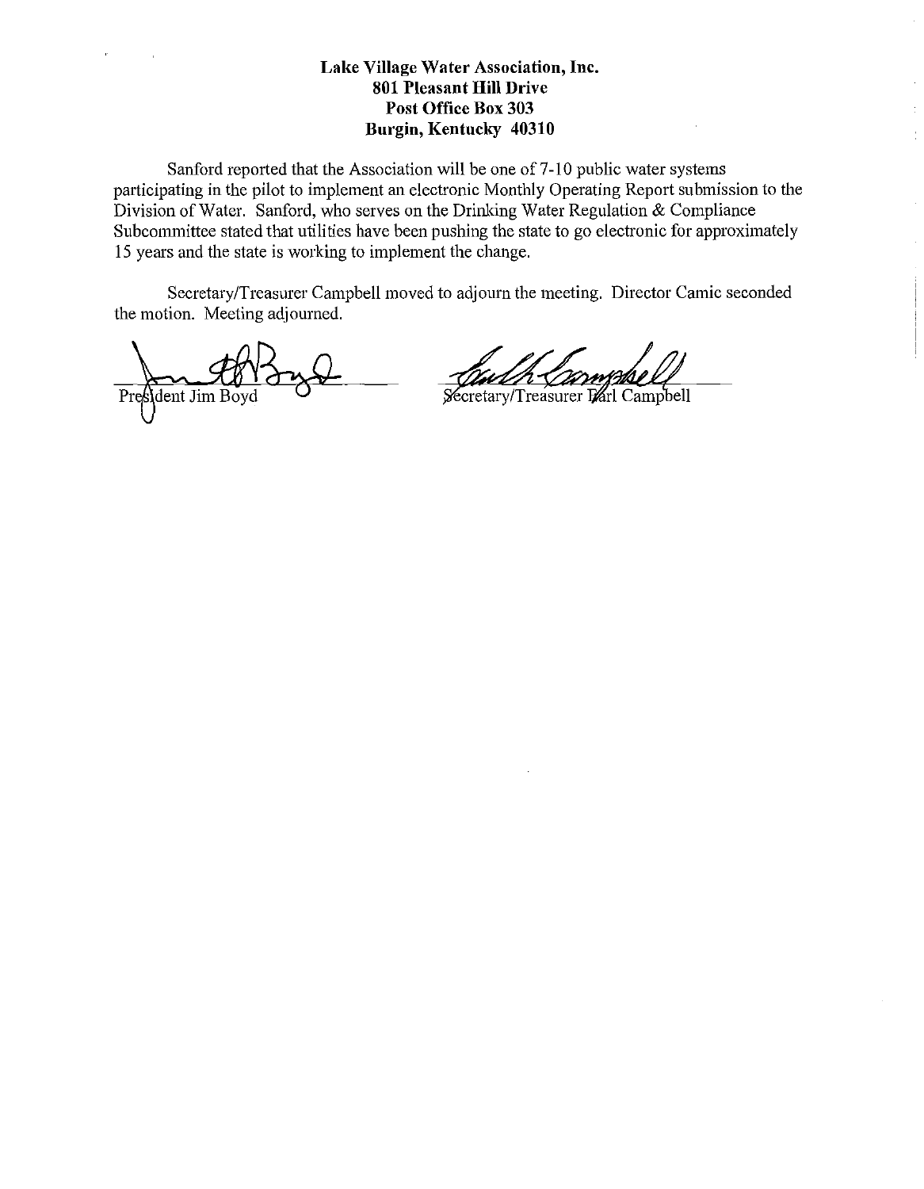**Lake Village Water Association, Inc.**
**801 Pleasant Hill Drive**
**Post Office Box 303**
**Burgin, Kentucky 40310**

Sanford reported that the Association will be one of 7-10 public water systems participating in the pilot to implement an electronic Monthly Operating Report submission to the Division of Water. Sanford, who serves on the Drinking Water Regulation & Compliance Subcommittee stated that utilities have been pushing the state to go electronic for approximately 15 years and the state is working to implement the change.

Secretary/Treasurer Campbell moved to adjourn the meeting. Director Camic seconded the motion. Meeting adjourned.

President Jim Boyd

Secretary/Treasurer Earl Campbell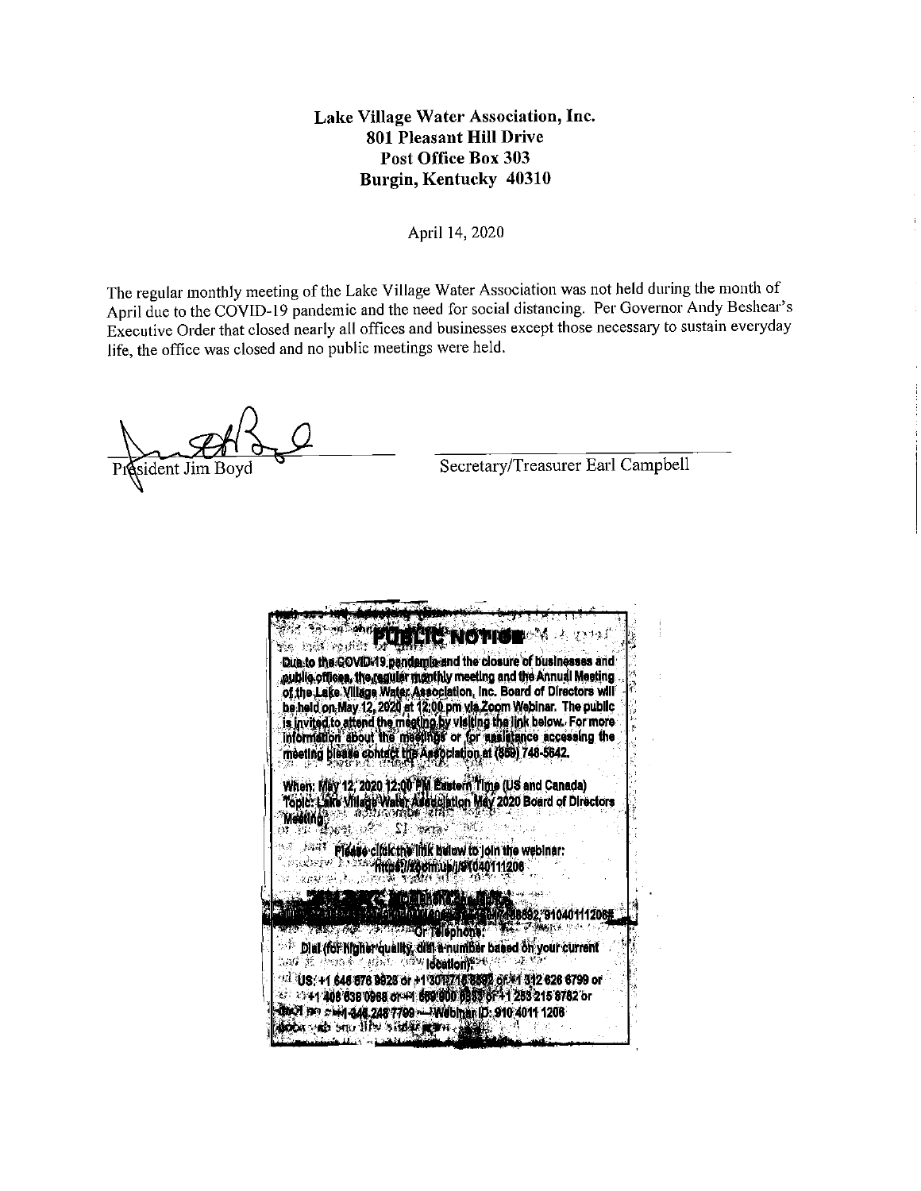**Lake Village Water Association, Inc.**
**801 Pleasant Hill Drive**
**Post Office Box 303**
**Burgin, Kentucky 40310**

April 14, 2020

The regular monthly meeting of the Lake Village Water Association was not held during the month of April due to the COVID-19 pandemic and the need for social distancing. Per Governor Andy Beshear's Executive Order that closed nearly all offices and businesses except those necessary to sustain everyday life, the office was closed and no public meetings were held.

President Jim Boyd

Secretary/Treasurer Earl Campbell

**PUBLIC NOTICE**

Due to the COVID-19 pandemic and the closure of businesses and public offices, the regular monthly meeting and the Annual Meeting of the Lake Village Water Association, Inc. Board of Directors will be held on May 12, 2020 at 12:00 pm via Zoom Webinar. The public is invited to attend the meeting by visiting the link below. For more information about the meetings or for assistance accessing the meeting please contact the Association at (859) 748-5642.

When: May 12, 2020 12:00 PM Eastern Time (US and Canada)
Topic: Lake Village Water Association May 2020 Board of Directors Meeting

Please click the link below to join the webinar:
https://zoom.us/j/91040111206

...,91040111206#

Or Telephone:
Dial (for higher quality, dial a number based on your current location):
US: +1 646 876 9923 or +1 301 715 8592 or +1 312 626 6799 or +1 408 638 0968 or +1 669 900 6833 or +1 253 215 8782 or +1 346 248 7799 — Webinar ID: 910 4011 1206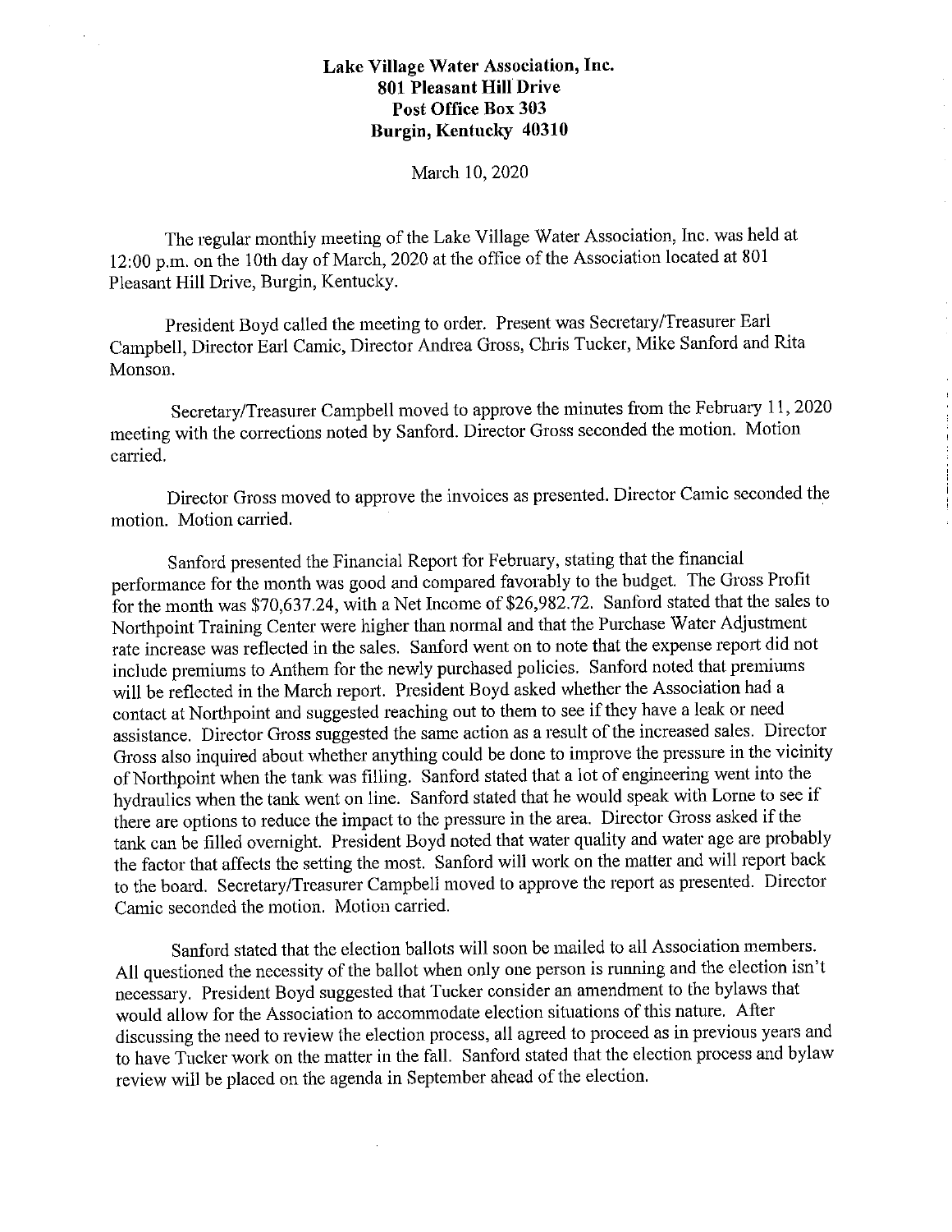**Lake Village Water Association, Inc.**
**801 Pleasant Hill Drive**
**Post Office Box 303**
**Burgin, Kentucky 40310**

March 10, 2020

The regular monthly meeting of the Lake Village Water Association, Inc. was held at 12:00 p.m. on the 10th day of March, 2020 at the office of the Association located at 801 Pleasant Hill Drive, Burgin, Kentucky.

President Boyd called the meeting to order. Present was Secretary/Treasurer Earl Campbell, Director Earl Camic, Director Andrea Gross, Chris Tucker, Mike Sanford and Rita Monson.

Secretary/Treasurer Campbell moved to approve the minutes from the February 11, 2020 meeting with the corrections noted by Sanford. Director Gross seconded the motion. Motion carried.

Director Gross moved to approve the invoices as presented. Director Camic seconded the motion. Motion carried.

Sanford presented the Financial Report for February, stating that the financial performance for the month was good and compared favorably to the budget. The Gross Profit for the month was $70,637.24, with a Net Income of $26,982.72. Sanford stated that the sales to Northpoint Training Center were higher than normal and that the Purchase Water Adjustment rate increase was reflected in the sales. Sanford went on to note that the expense report did not include premiums to Anthem for the newly purchased policies. Sanford noted that premiums will be reflected in the March report. President Boyd asked whether the Association had a contact at Northpoint and suggested reaching out to them to see if they have a leak or need assistance. Director Gross suggested the same action as a result of the increased sales. Director Gross also inquired about whether anything could be done to improve the pressure in the vicinity of Northpoint when the tank was filling. Sanford stated that a lot of engineering went into the hydraulics when the tank went on line. Sanford stated that he would speak with Lorne to see if there are options to reduce the impact to the pressure in the area. Director Gross asked if the tank can be filled overnight. President Boyd noted that water quality and water age are probably the factor that affects the setting the most. Sanford will work on the matter and will report back to the board. Secretary/Treasurer Campbell moved to approve the report as presented. Director Camic seconded the motion. Motion carried.

Sanford stated that the election ballots will soon be mailed to all Association members. All questioned the necessity of the ballot when only one person is running and the election isn't necessary. President Boyd suggested that Tucker consider an amendment to the bylaws that would allow for the Association to accommodate election situations of this nature. After discussing the need to review the election process, all agreed to proceed as in previous years and to have Tucker work on the matter in the fall. Sanford stated that the election process and bylaw review will be placed on the agenda in September ahead of the election.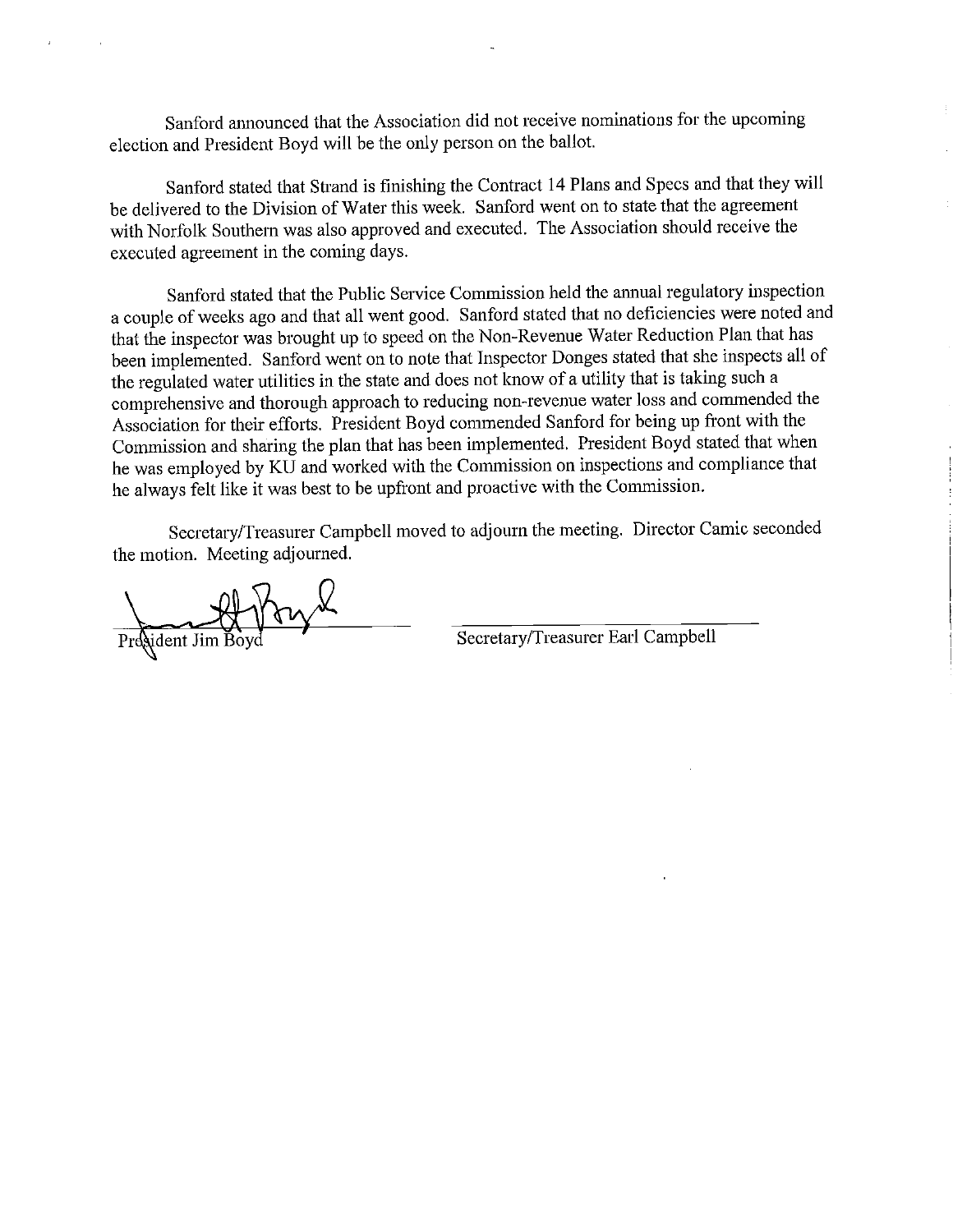Sanford announced that the Association did not receive nominations for the upcoming election and President Boyd will be the only person on the ballot.

Sanford stated that Strand is finishing the Contract 14 Plans and Specs and that they will be delivered to the Division of Water this week. Sanford went on to state that the agreement with Norfolk Southern was also approved and executed. The Association should receive the executed agreement in the coming days.

Sanford stated that the Public Service Commission held the annual regulatory inspection a couple of weeks ago and that all went good. Sanford stated that no deficiencies were noted and that the inspector was brought up to speed on the Non-Revenue Water Reduction Plan that has been implemented. Sanford went on to note that Inspector Donges stated that she inspects all of the regulated water utilities in the state and does not know of a utility that is taking such a comprehensive and thorough approach to reducing non-revenue water loss and commended the Association for their efforts. President Boyd commended Sanford for being up front with the Commission and sharing the plan that has been implemented. President Boyd stated that when he was employed by KU and worked with the Commission on inspections and compliance that he always felt like it was best to be upfront and proactive with the Commission.

Secretary/Treasurer Campbell moved to adjourn the meeting. Director Camic seconded the motion. Meeting adjourned.

President Jim Boyd

Secretary/Treasurer Earl Campbell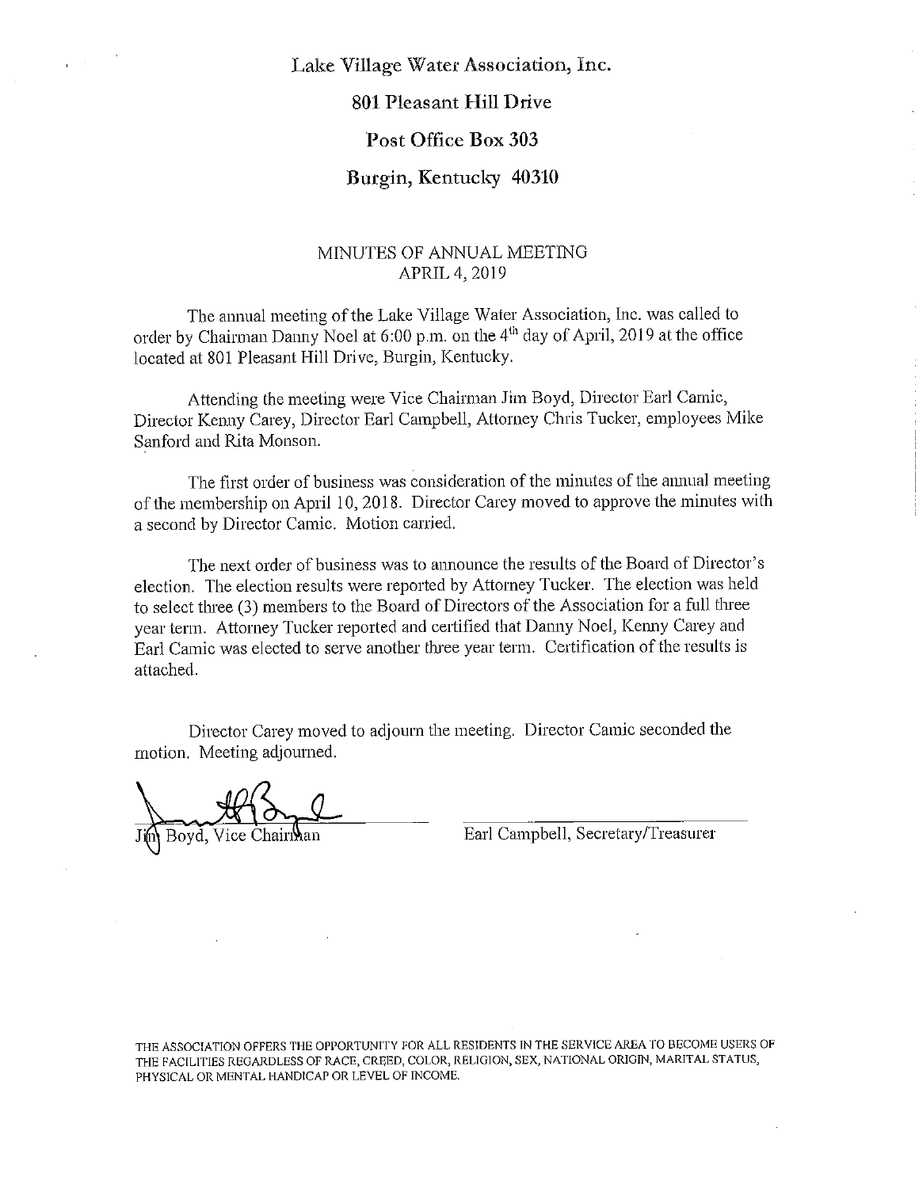Lake Village Water Association, Inc.

801 Pleasant Hill Drive

Post Office Box 303

Burgin, Kentucky 40310

MINUTES OF ANNUAL MEETING
APRIL 4, 2019

The annual meeting of the Lake Village Water Association, Inc. was called to order by Chairman Danny Noel at 6:00 p.m. on the 4th day of April, 2019 at the office located at 801 Pleasant Hill Drive, Burgin, Kentucky.

Attending the meeting were Vice Chairman Jim Boyd, Director Earl Camic, Director Kenny Carey, Director Earl Campbell, Attorney Chris Tucker, employees Mike Sanford and Rita Monson.

The first order of business was consideration of the minutes of the annual meeting of the membership on April 10, 2018. Director Carey moved to approve the minutes with a second by Director Camic. Motion carried.

The next order of business was to announce the results of the Board of Director's election. The election results were reported by Attorney Tucker. The election was held to select three (3) members to the Board of Directors of the Association for a full three year term. Attorney Tucker reported and certified that Danny Noel, Kenny Carey and Earl Camic was elected to serve another three year term. Certification of the results is attached.

Director Carey moved to adjourn the meeting. Director Camic seconded the motion. Meeting adjourned.

Jim Boyd, Vice Chairman

Earl Campbell, Secretary/Treasurer

THE ASSOCIATION OFFERS THE OPPORTUNITY FOR ALL RESIDENTS IN THE SERVICE AREA TO BECOME USERS OF THE FACILITIES REGARDLESS OF RACE, CREED, COLOR, RELIGION, SEX, NATIONAL ORIGIN, MARITAL STATUS, PHYSICAL OR MENTAL HANDICAP OR LEVEL OF INCOME.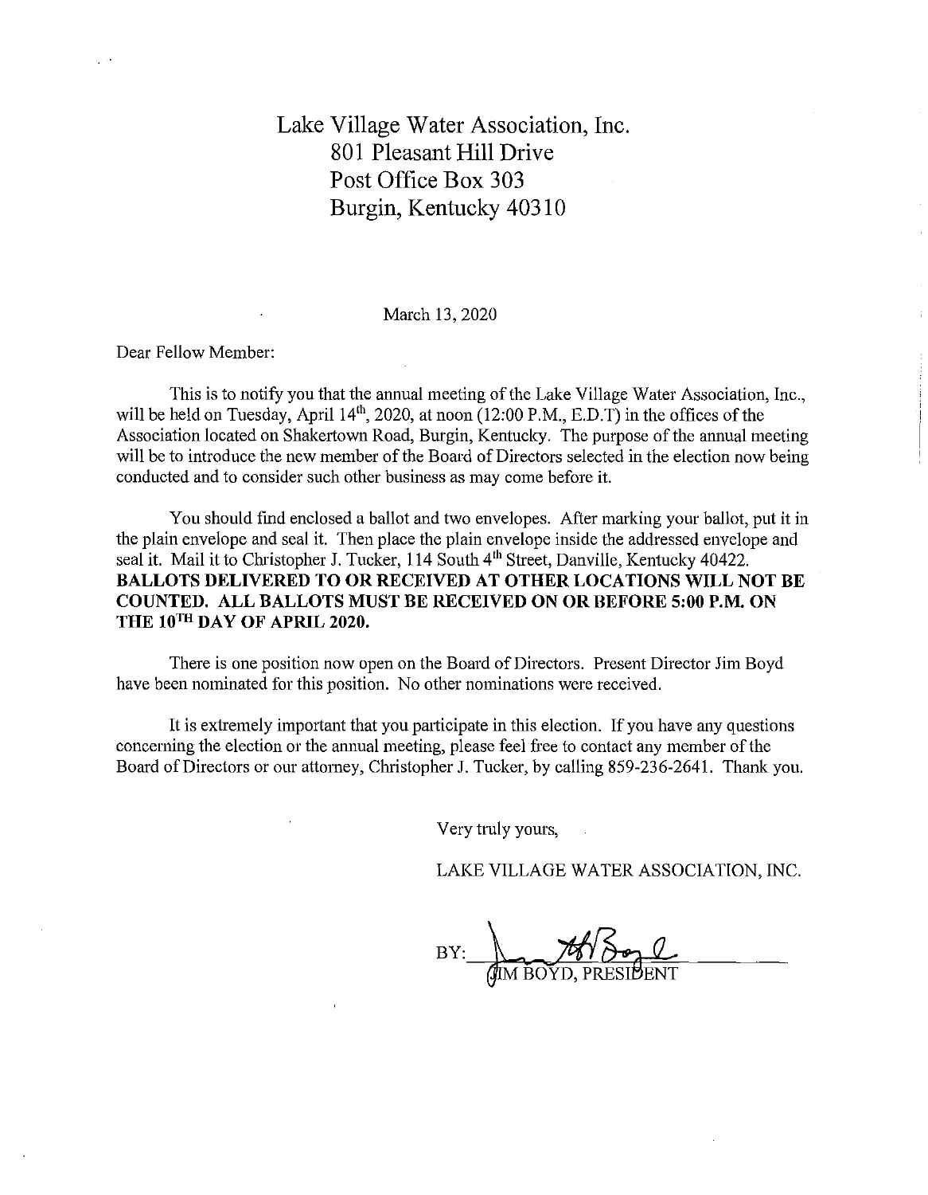Lake Village Water Association, Inc.
801 Pleasant Hill Drive
Post Office Box 303
Burgin, Kentucky 40310

March 13, 2020

Dear Fellow Member:

This is to notify you that the annual meeting of the Lake Village Water Association, Inc., will be held on Tuesday, April 14th, 2020, at noon (12:00 P.M., E.D.T) in the offices of the Association located on Shakertown Road, Burgin, Kentucky. The purpose of the annual meeting will be to introduce the new member of the Board of Directors selected in the election now being conducted and to consider such other business as may come before it.

You should find enclosed a ballot and two envelopes. After marking your ballot, put it in the plain envelope and seal it. Then place the plain envelope inside the addressed envelope and seal it. Mail it to Christopher J. Tucker, 114 South 4th Street, Danville, Kentucky 40422. **BALLOTS DELIVERED TO OR RECEIVED AT OTHER LOCATIONS WILL NOT BE COUNTED. ALL BALLOTS MUST BE RECEIVED ON OR BEFORE 5:00 P.M. ON THE 10TH DAY OF APRIL 2020.**

There is one position now open on the Board of Directors. Present Director Jim Boyd have been nominated for this position. No other nominations were received.

It is extremely important that you participate in this election. If you have any questions concerning the election or the annual meeting, please feel free to contact any member of the Board of Directors or our attorney, Christopher J. Tucker, by calling 859-236-2641. Thank you.

Very truly yours,

LAKE VILLAGE WATER ASSOCIATION, INC.

BY: ______________________
JIM BOYD, PRESIDENT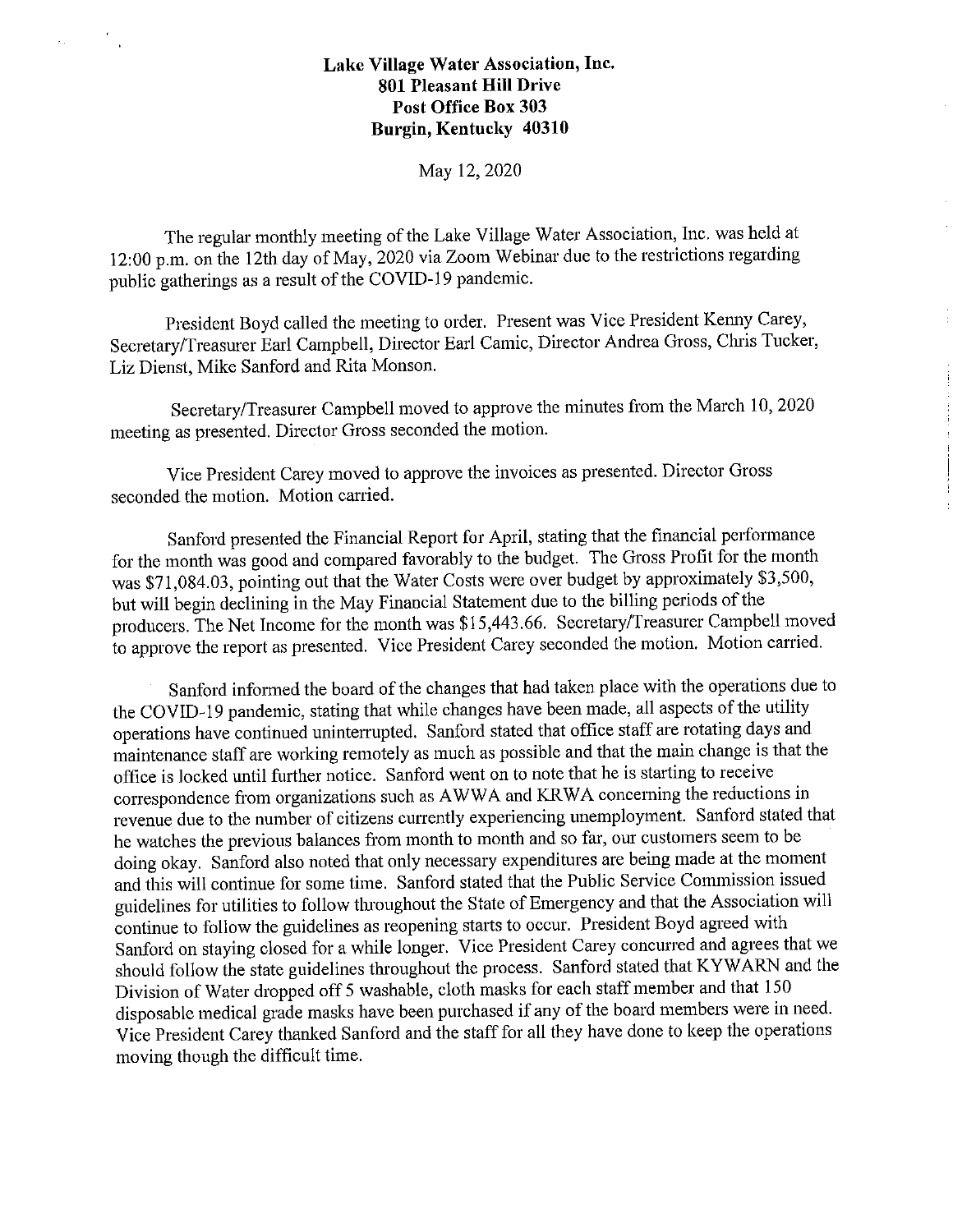**Lake Village Water Association, Inc.**
**801 Pleasant Hill Drive**
**Post Office Box 303**
**Burgin, Kentucky 40310**

May 12, 2020

The regular monthly meeting of the Lake Village Water Association, Inc. was held at 12:00 p.m. on the 12th day of May, 2020 via Zoom Webinar due to the restrictions regarding public gatherings as a result of the COVID-19 pandemic.

President Boyd called the meeting to order. Present was Vice President Kenny Carey, Secretary/Treasurer Earl Campbell, Director Earl Camic, Director Andrea Gross, Chris Tucker, Liz Dienst, Mike Sanford and Rita Monson.

Secretary/Treasurer Campbell moved to approve the minutes from the March 10, 2020 meeting as presented. Director Gross seconded the motion.

Vice President Carey moved to approve the invoices as presented. Director Gross seconded the motion. Motion carried.

Sanford presented the Financial Report for April, stating that the financial performance for the month was good and compared favorably to the budget. The Gross Profit for the month was $71,084.03, pointing out that the Water Costs were over budget by approximately $3,500, but will begin declining in the May Financial Statement due to the billing periods of the producers. The Net Income for the month was $15,443.66. Secretary/Treasurer Campbell moved to approve the report as presented. Vice President Carey seconded the motion. Motion carried.

Sanford informed the board of the changes that had taken place with the operations due to the COVID-19 pandemic, stating that while changes have been made, all aspects of the utility operations have continued uninterrupted. Sanford stated that office staff are rotating days and maintenance staff are working remotely as much as possible and that the main change is that the office is locked until further notice. Sanford went on to note that he is starting to receive correspondence from organizations such as AWWA and KRWA concerning the reductions in revenue due to the number of citizens currently experiencing unemployment. Sanford stated that he watches the previous balances from month to month and so far, our customers seem to be doing okay. Sanford also noted that only necessary expenditures are being made at the moment and this will continue for some time. Sanford stated that the Public Service Commission issued guidelines for utilities to follow throughout the State of Emergency and that the Association will continue to follow the guidelines as reopening starts to occur. President Boyd agreed with Sanford on staying closed for a while longer. Vice President Carey concurred and agrees that we should follow the state guidelines throughout the process. Sanford stated that KYWARN and the Division of Water dropped off 5 washable, cloth masks for each staff member and that 150 disposable medical grade masks have been purchased if any of the board members were in need. Vice President Carey thanked Sanford and the staff for all they have done to keep the operations moving though the difficult time.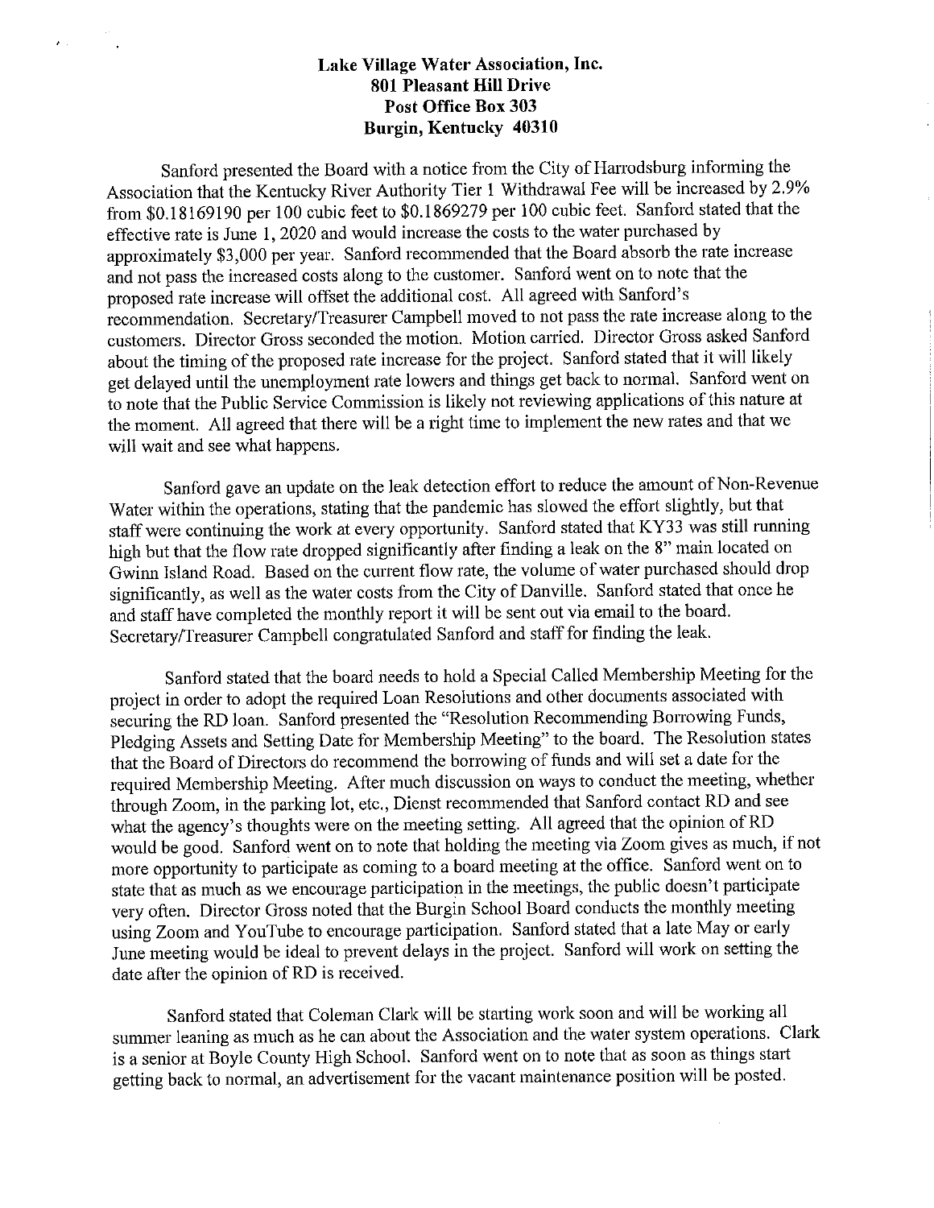**Lake Village Water Association, Inc.**
**801 Pleasant Hill Drive**
**Post Office Box 303**
**Burgin, Kentucky 40310**

Sanford presented the Board with a notice from the City of Harrodsburg informing the Association that the Kentucky River Authority Tier 1 Withdrawal Fee will be increased by 2.9% from $0.18169190 per 100 cubic feet to $0.1869279 per 100 cubic feet. Sanford stated that the effective rate is June 1, 2020 and would increase the costs to the water purchased by approximately $3,000 per year. Sanford recommended that the Board absorb the rate increase and not pass the increased costs along to the customer. Sanford went on to note that the proposed rate increase will offset the additional cost. All agreed with Sanford's recommendation. Secretary/Treasurer Campbell moved to not pass the rate increase along to the customers. Director Gross seconded the motion. Motion carried. Director Gross asked Sanford about the timing of the proposed rate increase for the project. Sanford stated that it will likely get delayed until the unemployment rate lowers and things get back to normal. Sanford went on to note that the Public Service Commission is likely not reviewing applications of this nature at the moment. All agreed that there will be a right time to implement the new rates and that we will wait and see what happens.

Sanford gave an update on the leak detection effort to reduce the amount of Non-Revenue Water within the operations, stating that the pandemic has slowed the effort slightly, but that staff were continuing the work at every opportunity. Sanford stated that KY33 was still running high but that the flow rate dropped significantly after finding a leak on the 8" main located on Gwinn Island Road. Based on the current flow rate, the volume of water purchased should drop significantly, as well as the water costs from the City of Danville. Sanford stated that once he and staff have completed the monthly report it will be sent out via email to the board. Secretary/Treasurer Campbell congratulated Sanford and staff for finding the leak.

Sanford stated that the board needs to hold a Special Called Membership Meeting for the project in order to adopt the required Loan Resolutions and other documents associated with securing the RD loan. Sanford presented the "Resolution Recommending Borrowing Funds, Pledging Assets and Setting Date for Membership Meeting" to the board. The Resolution states that the Board of Directors do recommend the borrowing of funds and will set a date for the required Membership Meeting. After much discussion on ways to conduct the meeting, whether through Zoom, in the parking lot, etc., Dienst recommended that Sanford contact RD and see what the agency's thoughts were on the meeting setting. All agreed that the opinion of RD would be good. Sanford went on to note that holding the meeting via Zoom gives as much, if not more opportunity to participate as coming to a board meeting at the office. Sanford went on to state that as much as we encourage participation in the meetings, the public doesn't participate very often. Director Gross noted that the Burgin School Board conducts the monthly meeting using Zoom and YouTube to encourage participation. Sanford stated that a late May or early June meeting would be ideal to prevent delays in the project. Sanford will work on setting the date after the opinion of RD is received.

Sanford stated that Coleman Clark will be starting work soon and will be working all summer leaning as much as he can about the Association and the water system operations. Clark is a senior at Boyle County High School. Sanford went on to note that as soon as things start getting back to normal, an advertisement for the vacant maintenance position will be posted.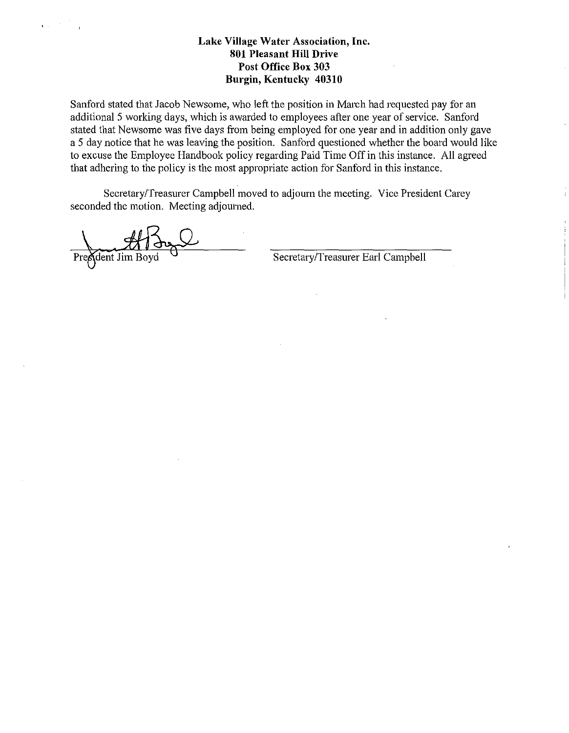**Lake Village Water Association, Inc.**
**801 Pleasant Hill Drive**
**Post Office Box 303**
**Burgin, Kentucky 40310**

Sanford stated that Jacob Newsome, who left the position in March had requested pay for an additional 5 working days, which is awarded to employees after one year of service. Sanford stated that Newsome was five days from being employed for one year and in addition only gave a 5 day notice that he was leaving the position. Sanford questioned whether the board would like to excuse the Employee Handbook policy regarding Paid Time Off in this instance. All agreed that adhering to the policy is the most appropriate action for Sanford in this instance.

Secretary/Treasurer Campbell moved to adjourn the meeting. Vice President Carey seconded the motion. Meeting adjourned.

President Jim Boyd

Secretary/Treasurer Earl Campbell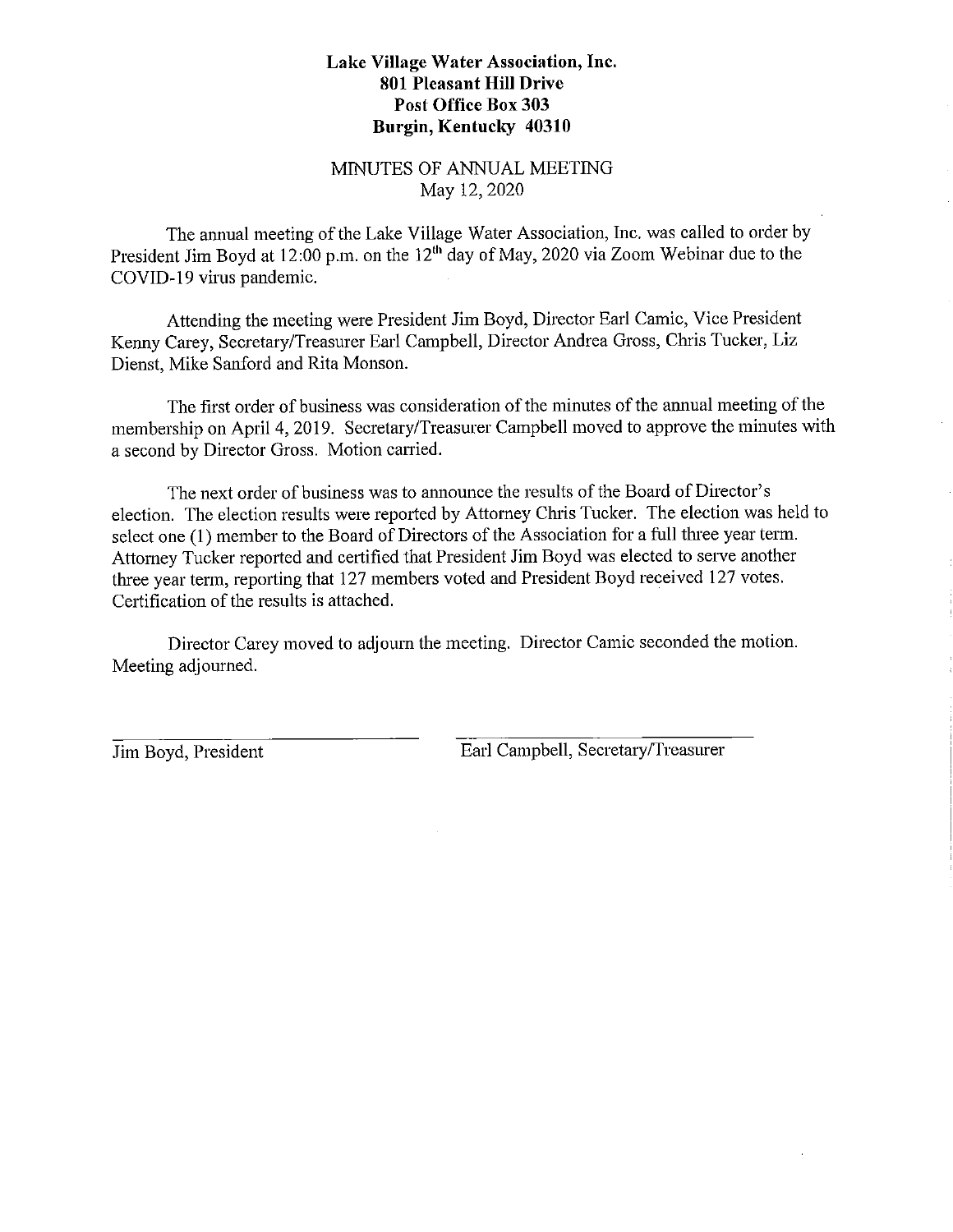**Lake Village Water Association, Inc.**
**801 Pleasant Hill Drive**
**Post Office Box 303**
**Burgin, Kentucky 40310**

MINUTES OF ANNUAL MEETING
May 12, 2020

The annual meeting of the Lake Village Water Association, Inc. was called to order by President Jim Boyd at 12:00 p.m. on the 12th day of May, 2020 via Zoom Webinar due to the COVID-19 virus pandemic.

Attending the meeting were President Jim Boyd, Director Earl Camic, Vice President Kenny Carey, Secretary/Treasurer Earl Campbell, Director Andrea Gross, Chris Tucker, Liz Dienst, Mike Sanford and Rita Monson.

The first order of business was consideration of the minutes of the annual meeting of the membership on April 4, 2019. Secretary/Treasurer Campbell moved to approve the minutes with a second by Director Gross. Motion carried.

The next order of business was to announce the results of the Board of Director's election. The election results were reported by Attorney Chris Tucker. The election was held to select one (1) member to the Board of Directors of the Association for a full three year term. Attorney Tucker reported and certified that President Jim Boyd was elected to serve another three year term, reporting that 127 members voted and President Boyd received 127 votes. Certification of the results is attached.

Director Carey moved to adjourn the meeting. Director Camic seconded the motion. Meeting adjourned.

Jim Boyd, President

Earl Campbell, Secretary/Treasurer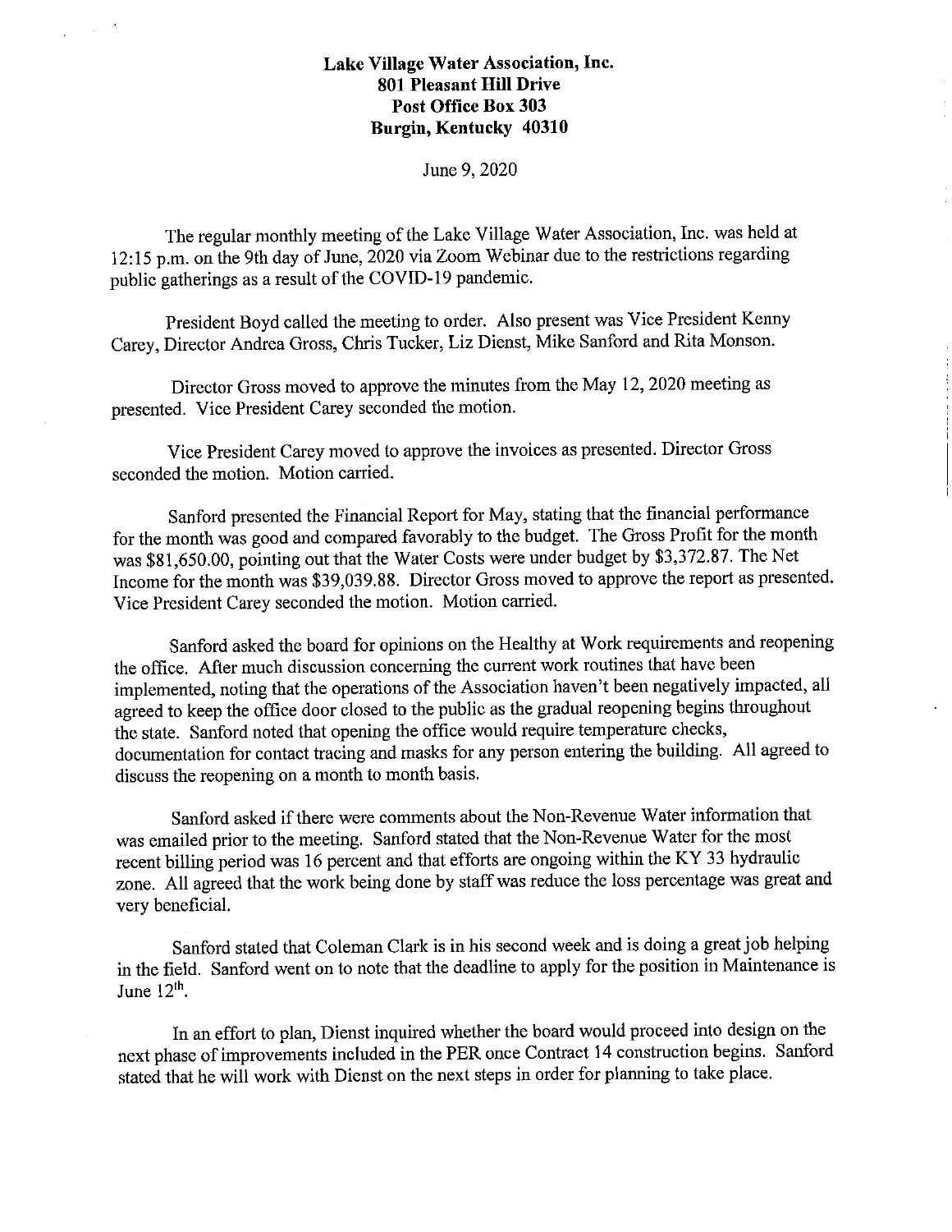**Lake Village Water Association, Inc.**
**801 Pleasant Hill Drive**
**Post Office Box 303**
**Burgin, Kentucky 40310**

June 9, 2020

The regular monthly meeting of the Lake Village Water Association, Inc. was held at 12:15 p.m. on the 9th day of June, 2020 via Zoom Webinar due to the restrictions regarding public gatherings as a result of the COVID-19 pandemic.

President Boyd called the meeting to order. Also present was Vice President Kenny Carey, Director Andrea Gross, Chris Tucker, Liz Dienst, Mike Sanford and Rita Monson.

Director Gross moved to approve the minutes from the May 12, 2020 meeting as presented. Vice President Carey seconded the motion.

Vice President Carey moved to approve the invoices as presented. Director Gross seconded the motion. Motion carried.

Sanford presented the Financial Report for May, stating that the financial performance for the month was good and compared favorably to the budget. The Gross Profit for the month was $81,650.00, pointing out that the Water Costs were under budget by $3,372.87. The Net Income for the month was $39,039.88. Director Gross moved to approve the report as presented. Vice President Carey seconded the motion. Motion carried.

Sanford asked the board for opinions on the Healthy at Work requirements and reopening the office. After much discussion concerning the current work routines that have been implemented, noting that the operations of the Association haven't been negatively impacted, all agreed to keep the office door closed to the public as the gradual reopening begins throughout the state. Sanford noted that opening the office would require temperature checks, documentation for contact tracing and masks for any person entering the building. All agreed to discuss the reopening on a month to month basis.

Sanford asked if there were comments about the Non-Revenue Water information that was emailed prior to the meeting. Sanford stated that the Non-Revenue Water for the most recent billing period was 16 percent and that efforts are ongoing within the KY 33 hydraulic zone. All agreed that the work being done by staff was reduce the loss percentage was great and very beneficial.

Sanford stated that Coleman Clark is in his second week and is doing a great job helping in the field. Sanford went on to note that the deadline to apply for the position in Maintenance is June 12th.

In an effort to plan, Dienst inquired whether the board would proceed into design on the next phase of improvements included in the PER once Contract 14 construction begins. Sanford stated that he will work with Dienst on the next steps in order for planning to take place.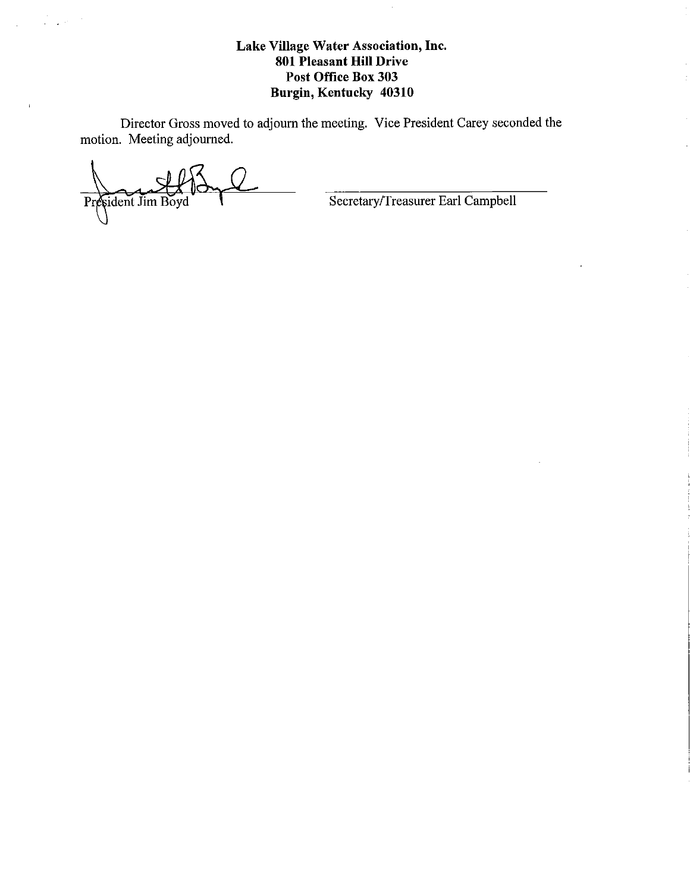**Lake Village Water Association, Inc.**
**801 Pleasant Hill Drive**
**Post Office Box 303**
**Burgin, Kentucky 40310**

Director Gross moved to adjourn the meeting. Vice President Carey seconded the motion. Meeting adjourned.

President Jim Boyd

Secretary/Treasurer Earl Campbell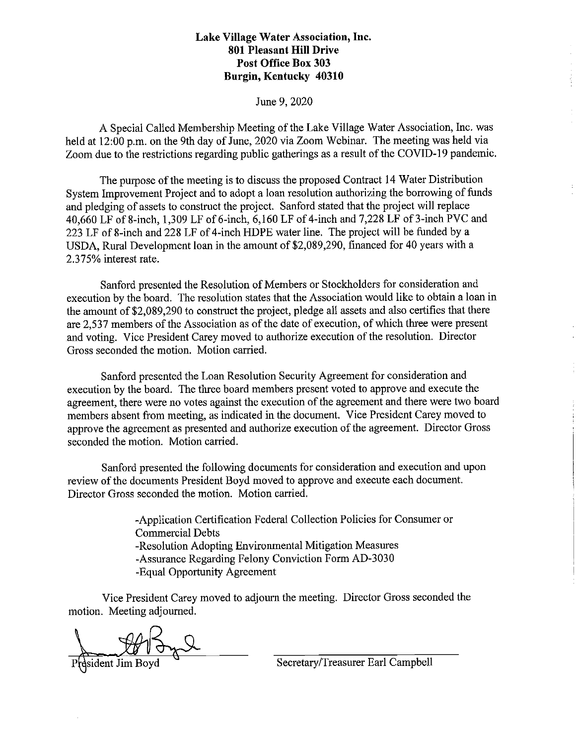**Lake Village Water Association, Inc.**
**801 Pleasant Hill Drive**
**Post Office Box 303**
**Burgin, Kentucky 40310**

June 9, 2020

A Special Called Membership Meeting of the Lake Village Water Association, Inc. was held at 12:00 p.m. on the 9th day of June, 2020 via Zoom Webinar. The meeting was held via Zoom due to the restrictions regarding public gatherings as a result of the COVID-19 pandemic.

The purpose of the meeting is to discuss the proposed Contract 14 Water Distribution System Improvement Project and to adopt a loan resolution authorizing the borrowing of funds and pledging of assets to construct the project. Sanford stated that the project will replace 40,660 LF of 8-inch, 1,309 LF of 6-inch, 6,160 LF of 4-inch and 7,228 LF of 3-inch PVC and 223 LF of 8-inch and 228 LF of 4-inch HDPE water line. The project will be funded by a USDA, Rural Development loan in the amount of $2,089,290, financed for 40 years with a 2.375% interest rate.

Sanford presented the Resolution of Members or Stockholders for consideration and execution by the board. The resolution states that the Association would like to obtain a loan in the amount of $2,089,290 to construct the project, pledge all assets and also certifies that there are 2,537 members of the Association as of the date of execution, of which three were present and voting. Vice President Carey moved to authorize execution of the resolution. Director Gross seconded the motion. Motion carried.

Sanford presented the Loan Resolution Security Agreement for consideration and execution by the board. The three board members present voted to approve and execute the agreement, there were no votes against the execution of the agreement and there were two board members absent from meeting, as indicated in the document. Vice President Carey moved to approve the agreement as presented and authorize execution of the agreement. Director Gross seconded the motion. Motion carried.

Sanford presented the following documents for consideration and execution and upon review of the documents President Boyd moved to approve and execute each document. Director Gross seconded the motion. Motion carried.

- Application Certification Federal Collection Policies for Consumer or Commercial Debts
- Resolution Adopting Environmental Mitigation Measures
- Assurance Regarding Felony Conviction Form AD-3030
- Equal Opportunity Agreement

Vice President Carey moved to adjourn the meeting. Director Gross seconded the motion. Meeting adjourned.

President Jim Boyd

Secretary/Treasurer Earl Campbell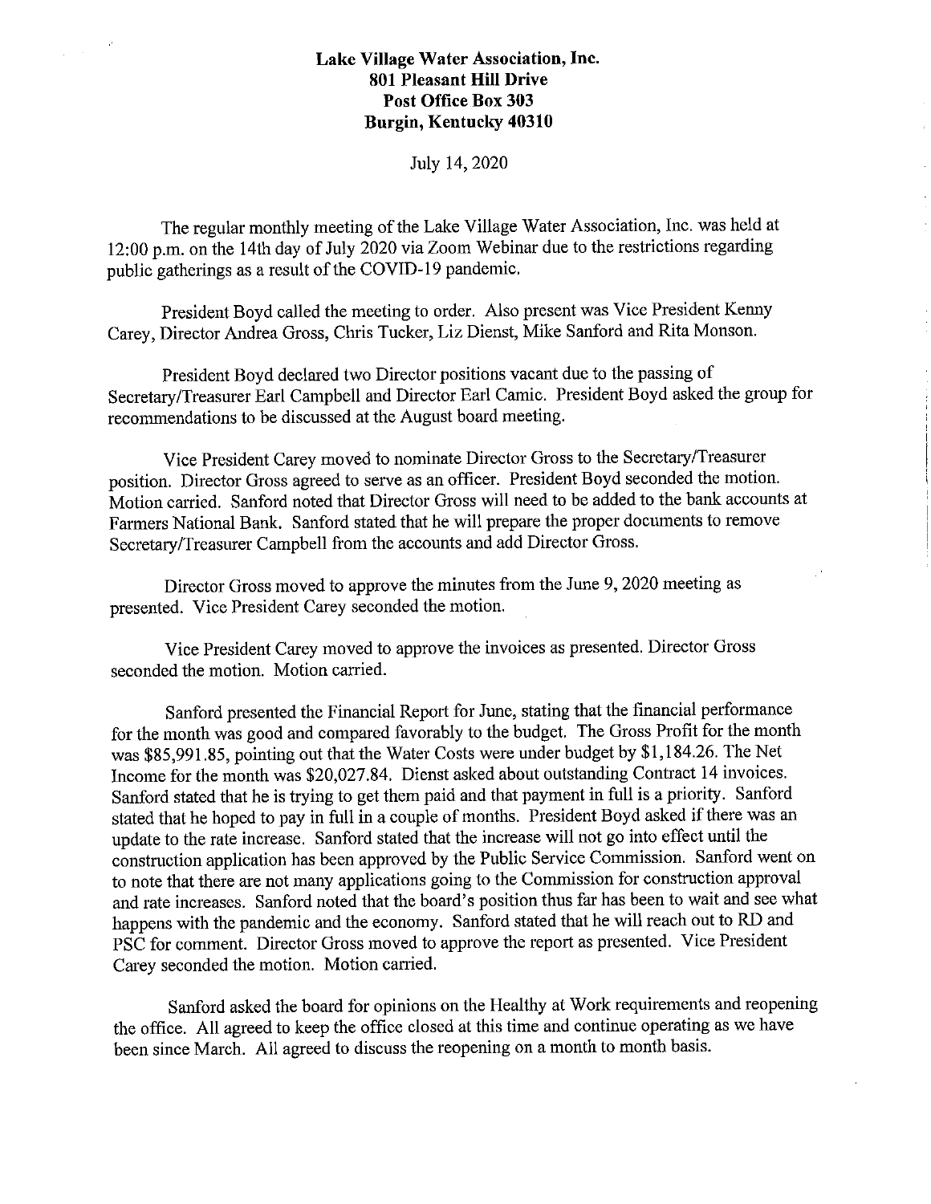**Lake Village Water Association, Inc.**
**801 Pleasant Hill Drive**
**Post Office Box 303**
**Burgin, Kentucky 40310**

July 14, 2020

The regular monthly meeting of the Lake Village Water Association, Inc. was held at 12:00 p.m. on the 14th day of July 2020 via Zoom Webinar due to the restrictions regarding public gatherings as a result of the COVID-19 pandemic.

President Boyd called the meeting to order. Also present was Vice President Kenny Carey, Director Andrea Gross, Chris Tucker, Liz Dienst, Mike Sanford and Rita Monson.

President Boyd declared two Director positions vacant due to the passing of Secretary/Treasurer Earl Campbell and Director Earl Camic. President Boyd asked the group for recommendations to be discussed at the August board meeting.

Vice President Carey moved to nominate Director Gross to the Secretary/Treasurer position. Director Gross agreed to serve as an officer. President Boyd seconded the motion. Motion carried. Sanford noted that Director Gross will need to be added to the bank accounts at Farmers National Bank. Sanford stated that he will prepare the proper documents to remove Secretary/Treasurer Campbell from the accounts and add Director Gross.

Director Gross moved to approve the minutes from the June 9, 2020 meeting as presented. Vice President Carey seconded the motion.

Vice President Carey moved to approve the invoices as presented. Director Gross seconded the motion. Motion carried.

Sanford presented the Financial Report for June, stating that the financial performance for the month was good and compared favorably to the budget. The Gross Profit for the month was $85,991.85, pointing out that the Water Costs were under budget by $1,184.26. The Net Income for the month was $20,027.84. Dienst asked about outstanding Contract 14 invoices. Sanford stated that he is trying to get them paid and that payment in full is a priority. Sanford stated that he hoped to pay in full in a couple of months. President Boyd asked if there was an update to the rate increase. Sanford stated that the increase will not go into effect until the construction application has been approved by the Public Service Commission. Sanford went on to note that there are not many applications going to the Commission for construction approval and rate increases. Sanford noted that the board's position thus far has been to wait and see what happens with the pandemic and the economy. Sanford stated that he will reach out to RD and PSC for comment. Director Gross moved to approve the report as presented. Vice President Carey seconded the motion. Motion carried.

Sanford asked the board for opinions on the Healthy at Work requirements and reopening the office. All agreed to keep the office closed at this time and continue operating as we have been since March. All agreed to discuss the reopening on a month to month basis.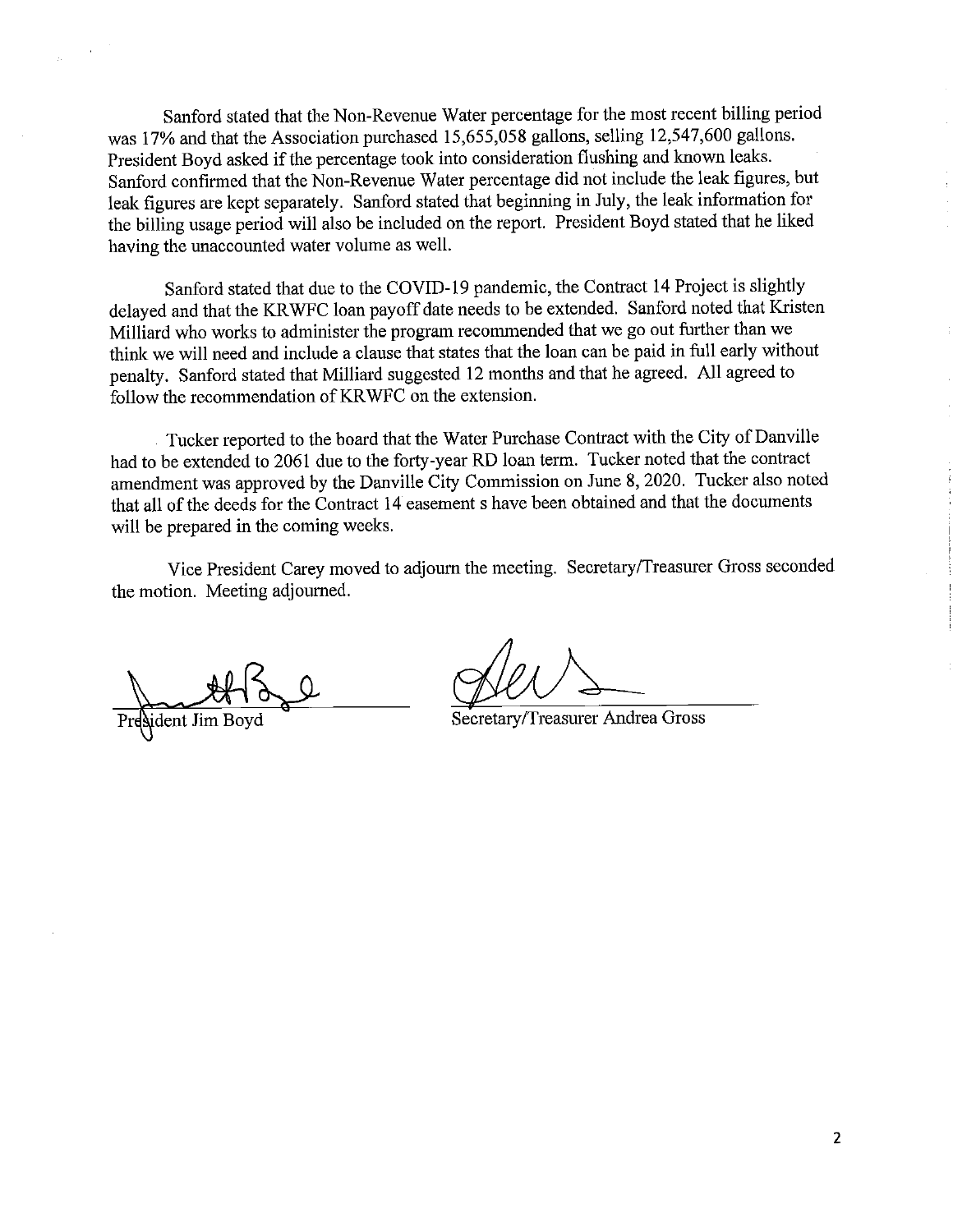Sanford stated that the Non-Revenue Water percentage for the most recent billing period was 17% and that the Association purchased 15,655,058 gallons, selling 12,547,600 gallons. President Boyd asked if the percentage took into consideration flushing and known leaks. Sanford confirmed that the Non-Revenue Water percentage did not include the leak figures, but leak figures are kept separately. Sanford stated that beginning in July, the leak information for the billing usage period will also be included on the report. President Boyd stated that he liked having the unaccounted water volume as well.

Sanford stated that due to the COVID-19 pandemic, the Contract 14 Project is slightly delayed and that the KRWFC loan payoff date needs to be extended. Sanford noted that Kristen Milliard who works to administer the program recommended that we go out further than we think we will need and include a clause that states that the loan can be paid in full early without penalty. Sanford stated that Milliard suggested 12 months and that he agreed. All agreed to follow the recommendation of KRWFC on the extension.

Tucker reported to the board that the Water Purchase Contract with the City of Danville had to be extended to 2061 due to the forty-year RD loan term. Tucker noted that the contract amendment was approved by the Danville City Commission on June 8, 2020. Tucker also noted that all of the deeds for the Contract 14 easement s have been obtained and that the documents will be prepared in the coming weeks.

Vice President Carey moved to adjourn the meeting. Secretary/Treasurer Gross seconded the motion. Meeting adjourned.

President Jim Boyd

Secretary/Treasurer Andrea Gross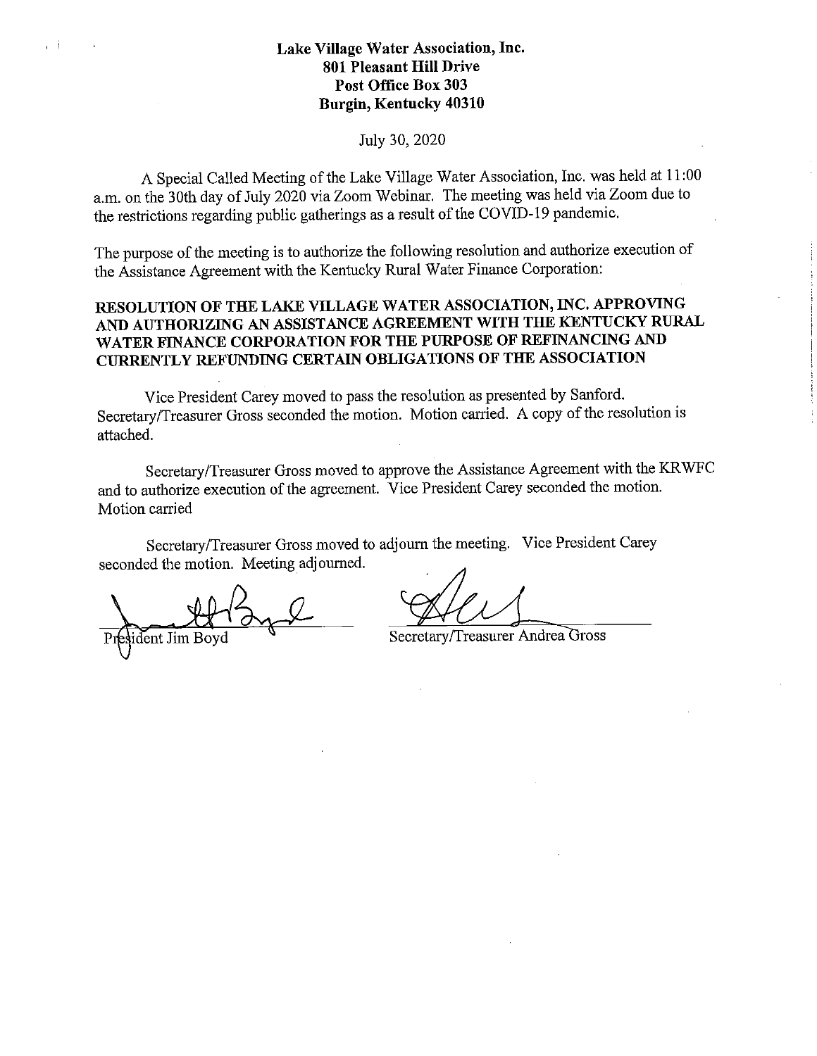**Lake Village Water Association, Inc.**
**801 Pleasant Hill Drive**
**Post Office Box 303**
**Burgin, Kentucky 40310**

July 30, 2020

A Special Called Meeting of the Lake Village Water Association, Inc. was held at 11:00 a.m. on the 30th day of July 2020 via Zoom Webinar. The meeting was held via Zoom due to the restrictions regarding public gatherings as a result of the COVID-19 pandemic.

The purpose of the meeting is to authorize the following resolution and authorize execution of the Assistance Agreement with the Kentucky Rural Water Finance Corporation:

**RESOLUTION OF THE LAKE VILLAGE WATER ASSOCIATION, INC. APPROVING AND AUTHORIZING AN ASSISTANCE AGREEMENT WITH THE KENTUCKY RURAL WATER FINANCE CORPORATION FOR THE PURPOSE OF REFINANCING AND CURRENTLY REFUNDING CERTAIN OBLIGATIONS OF THE ASSOCIATION**

Vice President Carey moved to pass the resolution as presented by Sanford. Secretary/Treasurer Gross seconded the motion. Motion carried. A copy of the resolution is attached.

Secretary/Treasurer Gross moved to approve the Assistance Agreement with the KRWFC and to authorize execution of the agreement. Vice President Carey seconded the motion. Motion carried

Secretary/Treasurer Gross moved to adjourn the meeting. Vice President Carey seconded the motion. Meeting adjourned.

President Jim Boyd

Secretary/Treasurer Andrea Gross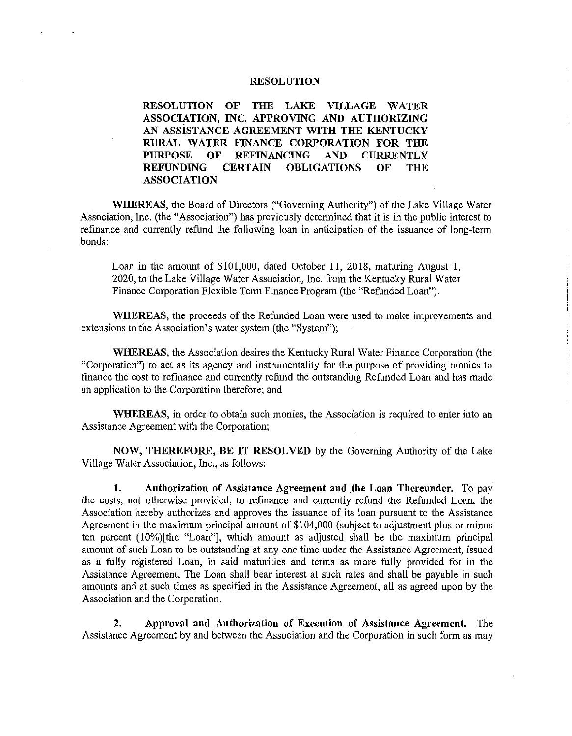# RESOLUTION

**RESOLUTION OF THE LAKE VILLAGE WATER ASSOCIATION, INC. APPROVING AND AUTHORIZING AN ASSISTANCE AGREEMENT WITH THE KENTUCKY RURAL WATER FINANCE CORPORATION FOR THE PURPOSE OF REFINANCING AND CURRENTLY REFUNDING CERTAIN OBLIGATIONS OF THE ASSOCIATION**

**WHEREAS,** the Board of Directors ("Governing Authority") of the Lake Village Water Association, Inc. (the "Association") has previously determined that it is in the public interest to refinance and currently refund the following loan in anticipation of the issuance of long-term bonds:

> Loan in the amount of $101,000, dated October 11, 2018, maturing August 1, 2020, to the Lake Village Water Association, Inc. from the Kentucky Rural Water Finance Corporation Flexible Term Finance Program (the "Refunded Loan").

**WHEREAS,** the proceeds of the Refunded Loan were used to make improvements and extensions to the Association's water system (the "System");

**WHEREAS,** the Association desires the Kentucky Rural Water Finance Corporation (the "Corporation") to act as its agency and instrumentality for the purpose of providing monies to finance the cost to refinance and currently refund the outstanding Refunded Loan and has made an application to the Corporation therefore; and

**WHEREAS,** in order to obtain such monies, the Association is required to enter into an Assistance Agreement with the Corporation;

**NOW, THEREFORE, BE IT RESOLVED** by the Governing Authority of the Lake Village Water Association, Inc., as follows:

**1. Authorization of Assistance Agreement and the Loan Thereunder.** To pay the costs, not otherwise provided, to refinance and currently refund the Refunded Loan, the Association hereby authorizes and approves the issuance of its loan pursuant to the Assistance Agreement in the maximum principal amount of $104,000 (subject to adjustment plus or minus ten percent (10%)[the "Loan"], which amount as adjusted shall be the maximum principal amount of such Loan to be outstanding at any one time under the Assistance Agreement, issued as a fully registered Loan, in said maturities and terms as more fully provided for in the Assistance Agreement. The Loan shall bear interest at such rates and shall be payable in such amounts and at such times as specified in the Assistance Agreement, all as agreed upon by the Association and the Corporation.

**2. Approval and Authorization of Execution of Assistance Agreement.** The Assistance Agreement by and between the Association and the Corporation in such form as may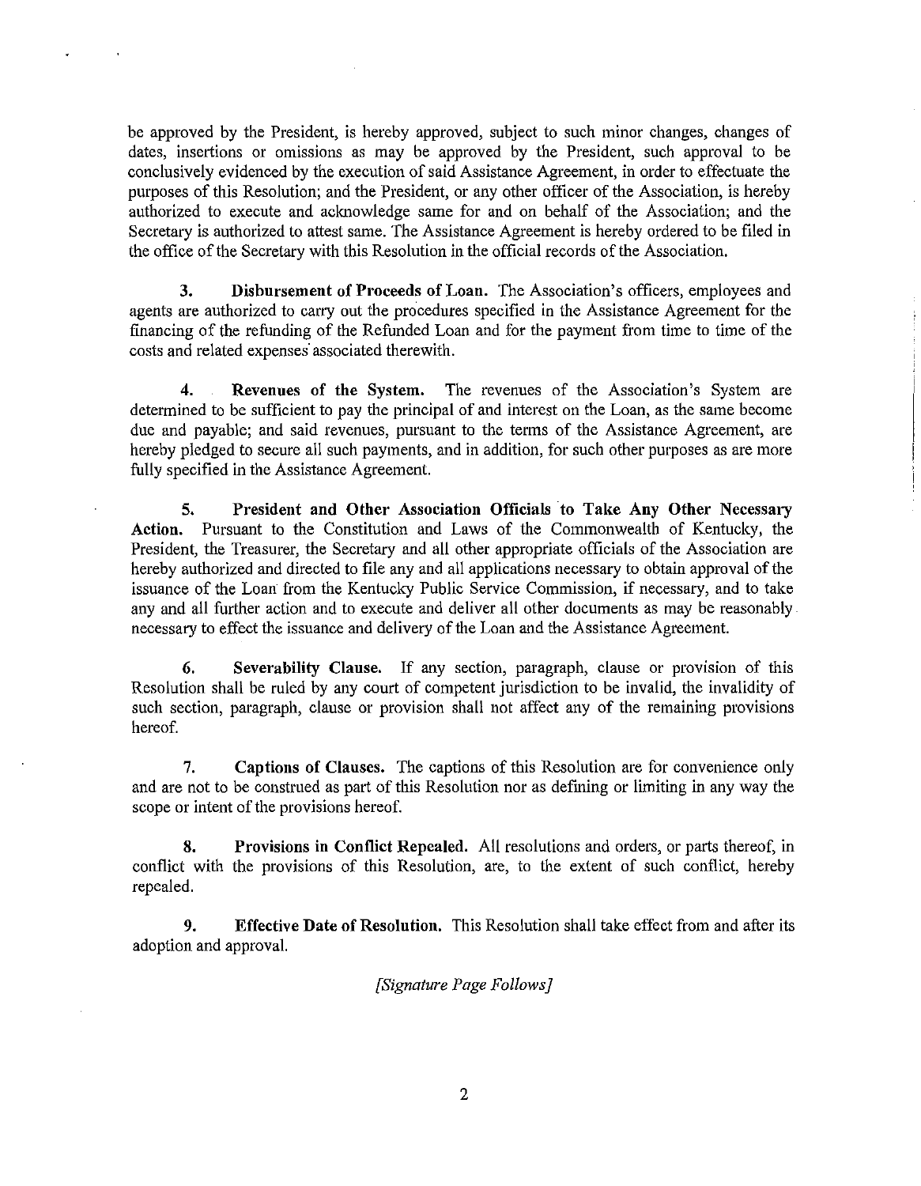be approved by the President, is hereby approved, subject to such minor changes, changes of dates, insertions or omissions as may be approved by the President, such approval to be conclusively evidenced by the execution of said Assistance Agreement, in order to effectuate the purposes of this Resolution; and the President, or any other officer of the Association, is hereby authorized to execute and acknowledge same for and on behalf of the Association; and the Secretary is authorized to attest same. The Assistance Agreement is hereby ordered to be filed in the office of the Secretary with this Resolution in the official records of the Association.

**3. Disbursement of Proceeds of Loan.** The Association's officers, employees and agents are authorized to carry out the procedures specified in the Assistance Agreement for the financing of the refunding of the Refunded Loan and for the payment from time to time of the costs and related expenses associated therewith.

**4. Revenues of the System.** The revenues of the Association's System are determined to be sufficient to pay the principal of and interest on the Loan, as the same become due and payable; and said revenues, pursuant to the terms of the Assistance Agreement, are hereby pledged to secure all such payments, and in addition, for such other purposes as are more fully specified in the Assistance Agreement.

**5. President and Other Association Officials to Take Any Other Necessary Action.** Pursuant to the Constitution and Laws of the Commonwealth of Kentucky, the President, the Treasurer, the Secretary and all other appropriate officials of the Association are hereby authorized and directed to file any and all applications necessary to obtain approval of the issuance of the Loan from the Kentucky Public Service Commission, if necessary, and to take any and all further action and to execute and deliver all other documents as may be reasonably necessary to effect the issuance and delivery of the Loan and the Assistance Agreement.

**6. Severability Clause.** If any section, paragraph, clause or provision of this Resolution shall be ruled by any court of competent jurisdiction to be invalid, the invalidity of such section, paragraph, clause or provision shall not affect any of the remaining provisions hereof.

**7. Captions of Clauses.** The captions of this Resolution are for convenience only and are not to be construed as part of this Resolution nor as defining or limiting in any way the scope or intent of the provisions hereof.

**8. Provisions in Conflict Repealed.** All resolutions and orders, or parts thereof, in conflict with the provisions of this Resolution, are, to the extent of such conflict, hereby repealed.

**9. Effective Date of Resolution.** This Resolution shall take effect from and after its adoption and approval.

*[Signature Page Follows]*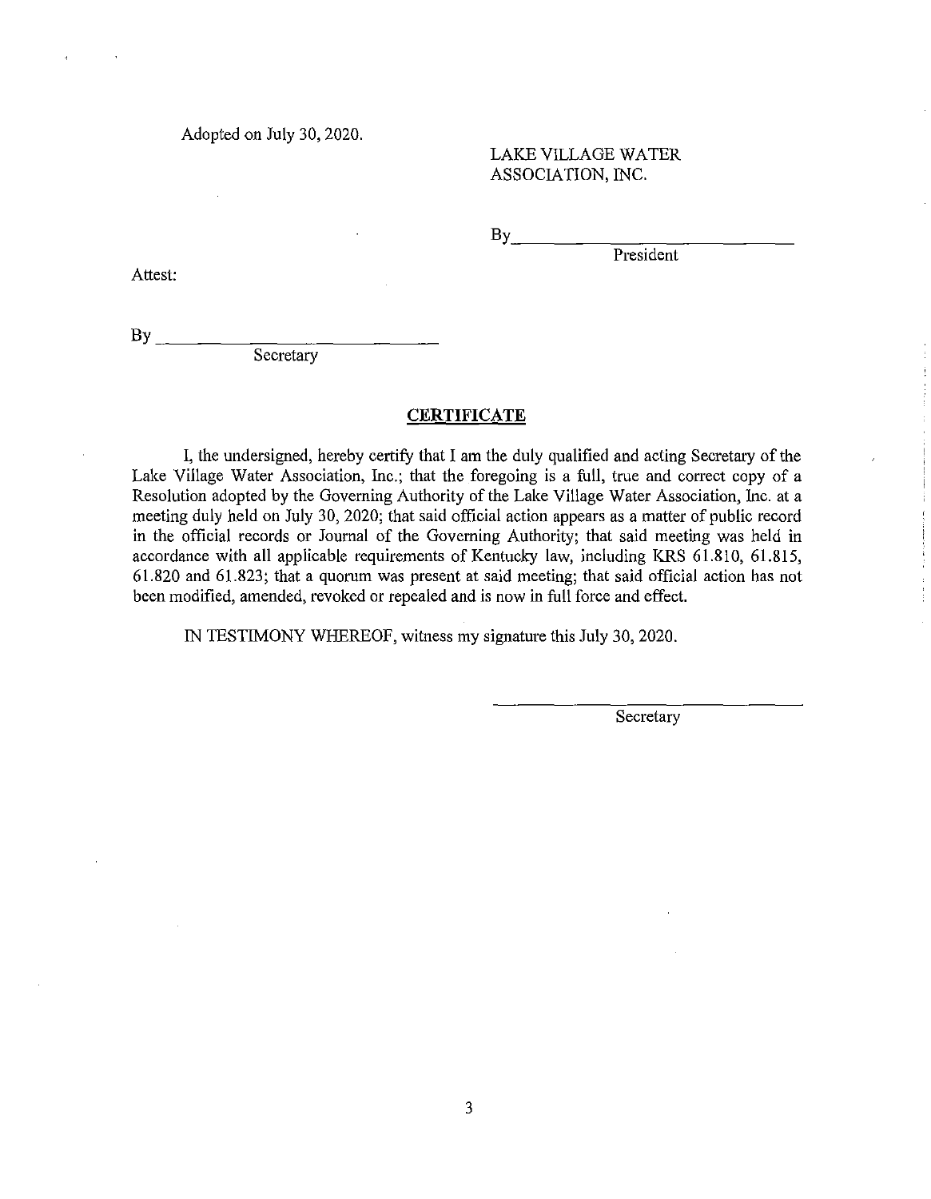Adopted on July 30, 2020.

LAKE VILLAGE WATER ASSOCIATION, INC.

By\_\_\_\_\_\_\_\_\_\_\_\_\_\_\_\_\_\_\_\_\_\_\_\_\_\_\_\_
President

Attest:

By \_\_\_\_\_\_\_\_\_\_\_\_\_\_\_\_\_\_\_\_\_\_\_\_\_\_\_\_
Secretary

## CERTIFICATE

I, the undersigned, hereby certify that I am the duly qualified and acting Secretary of the Lake Village Water Association, Inc.; that the foregoing is a full, true and correct copy of a Resolution adopted by the Governing Authority of the Lake Village Water Association, Inc. at a meeting duly held on July 30, 2020; that said official action appears as a matter of public record in the official records or Journal of the Governing Authority; that said meeting was held in accordance with all applicable requirements of Kentucky law, including KRS 61.810, 61.815, 61.820 and 61.823; that a quorum was present at said meeting; that said official action has not been modified, amended, revoked or repealed and is now in full force and effect.

IN TESTIMONY WHEREOF, witness my signature this July 30, 2020.

\_\_\_\_\_\_\_\_\_\_\_\_\_\_\_\_\_\_\_\_\_\_\_\_\_\_\_\_
Secretary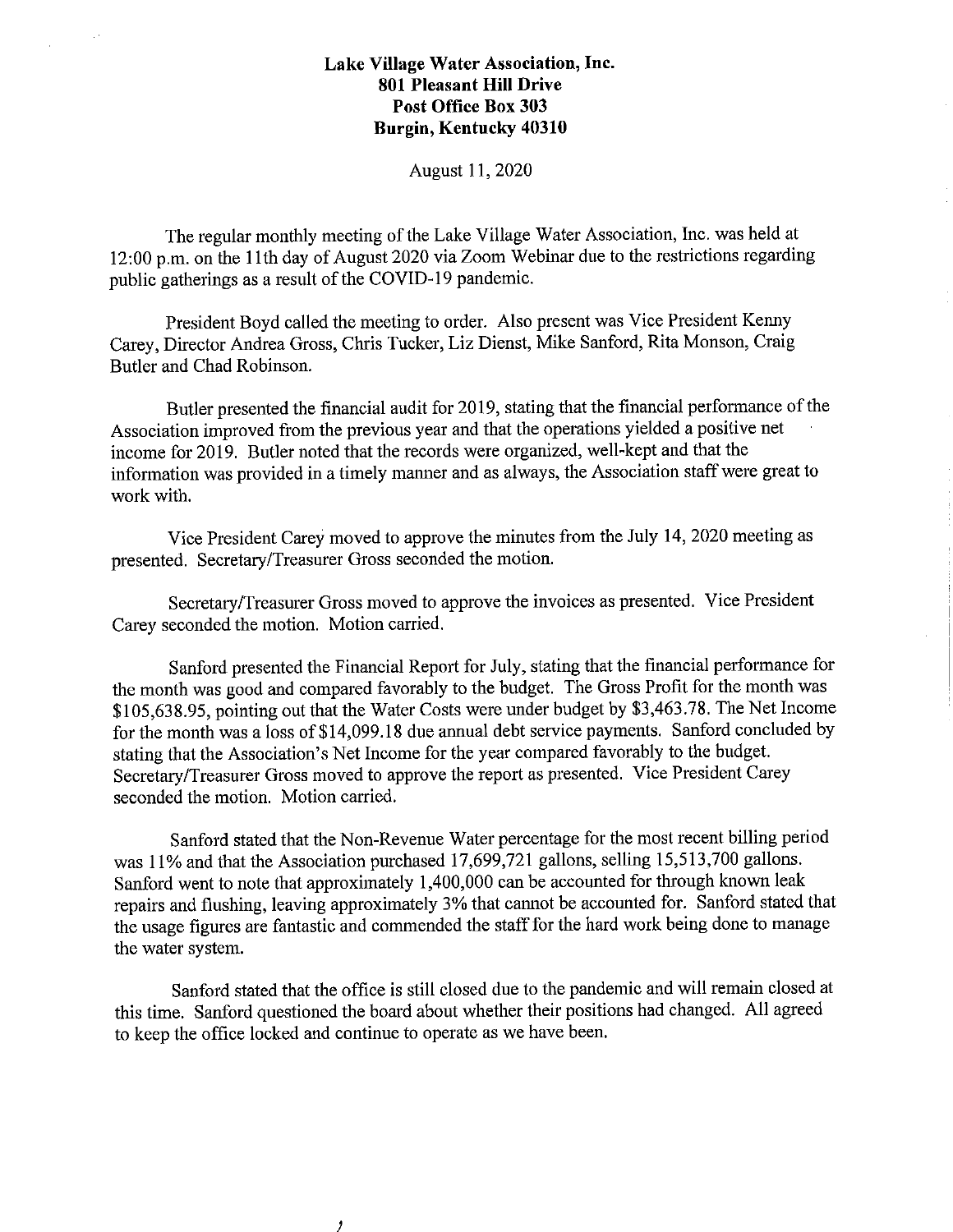**Lake Village Water Association, Inc.**
**801 Pleasant Hill Drive**
**Post Office Box 303**
**Burgin, Kentucky 40310**

August 11, 2020

The regular monthly meeting of the Lake Village Water Association, Inc. was held at 12:00 p.m. on the 11th day of August 2020 via Zoom Webinar due to the restrictions regarding public gatherings as a result of the COVID-19 pandemic.

President Boyd called the meeting to order. Also present was Vice President Kenny Carey, Director Andrea Gross, Chris Tucker, Liz Dienst, Mike Sanford, Rita Monson, Craig Butler and Chad Robinson.

Butler presented the financial audit for 2019, stating that the financial performance of the Association improved from the previous year and that the operations yielded a positive net income for 2019. Butler noted that the records were organized, well-kept and that the information was provided in a timely manner and as always, the Association staff were great to work with.

Vice President Carey moved to approve the minutes from the July 14, 2020 meeting as presented. Secretary/Treasurer Gross seconded the motion.

Secretary/Treasurer Gross moved to approve the invoices as presented. Vice President Carey seconded the motion. Motion carried.

Sanford presented the Financial Report for July, stating that the financial performance for the month was good and compared favorably to the budget. The Gross Profit for the month was $105,638.95, pointing out that the Water Costs were under budget by $3,463.78. The Net Income for the month was a loss of $14,099.18 due annual debt service payments. Sanford concluded by stating that the Association's Net Income for the year compared favorably to the budget. Secretary/Treasurer Gross moved to approve the report as presented. Vice President Carey seconded the motion. Motion carried.

Sanford stated that the Non-Revenue Water percentage for the most recent billing period was 11% and that the Association purchased 17,699,721 gallons, selling 15,513,700 gallons. Sanford went to note that approximately 1,400,000 can be accounted for through known leak repairs and flushing, leaving approximately 3% that cannot be accounted for. Sanford stated that the usage figures are fantastic and commended the staff for the hard work being done to manage the water system.

Sanford stated that the office is still closed due to the pandemic and will remain closed at this time. Sanford questioned the board about whether their positions had changed. All agreed to keep the office locked and continue to operate as we have been.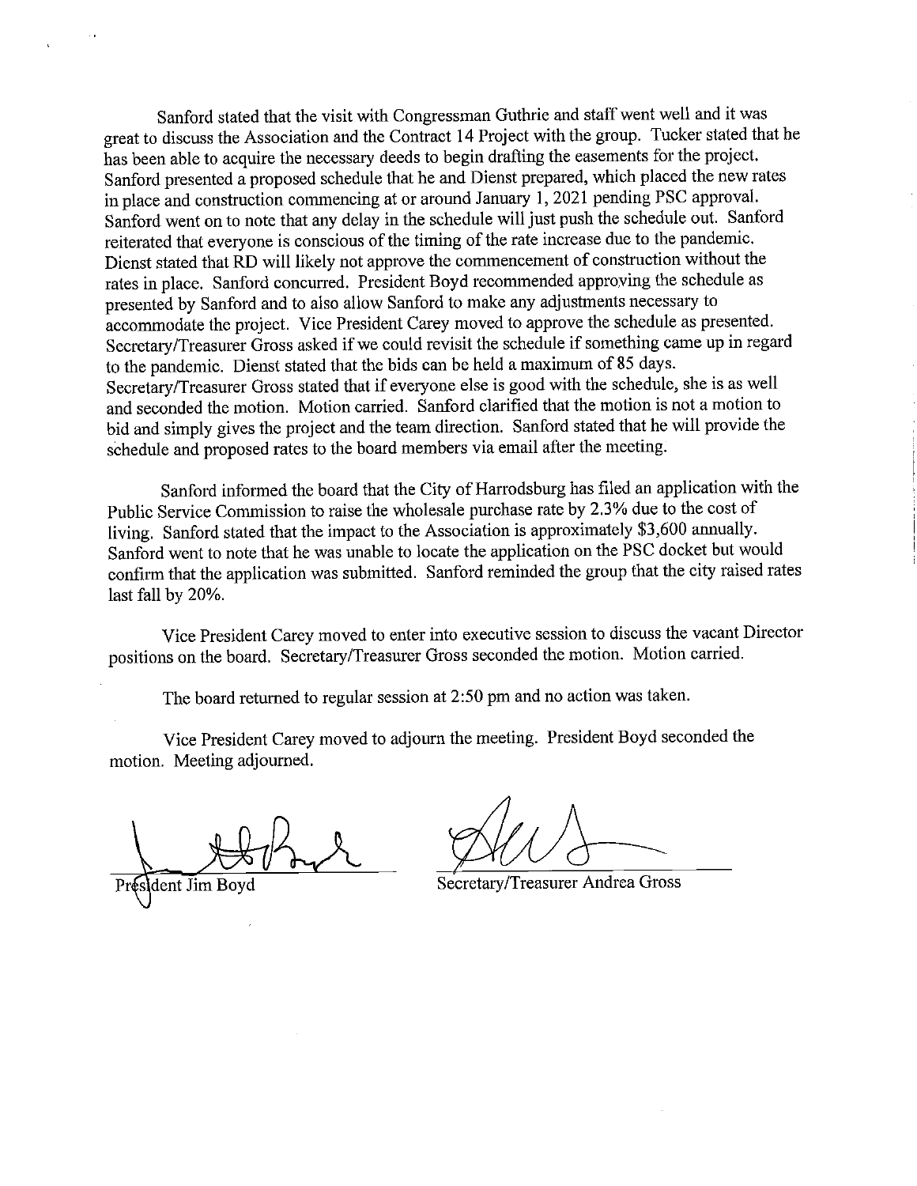Sanford stated that the visit with Congressman Guthrie and staff went well and it was great to discuss the Association and the Contract 14 Project with the group. Tucker stated that he has been able to acquire the necessary deeds to begin drafting the easements for the project. Sanford presented a proposed schedule that he and Dienst prepared, which placed the new rates in place and construction commencing at or around January 1, 2021 pending PSC approval. Sanford went on to note that any delay in the schedule will just push the schedule out. Sanford reiterated that everyone is conscious of the timing of the rate increase due to the pandemic. Dienst stated that RD will likely not approve the commencement of construction without the rates in place. Sanford concurred. President Boyd recommended approving the schedule as presented by Sanford and to also allow Sanford to make any adjustments necessary to accommodate the project. Vice President Carey moved to approve the schedule as presented. Secretary/Treasurer Gross asked if we could revisit the schedule if something came up in regard to the pandemic. Dienst stated that the bids can be held a maximum of 85 days. Secretary/Treasurer Gross stated that if everyone else is good with the schedule, she is as well and seconded the motion. Motion carried. Sanford clarified that the motion is not a motion to bid and simply gives the project and the team direction. Sanford stated that he will provide the schedule and proposed rates to the board members via email after the meeting.

Sanford informed the board that the City of Harrodsburg has filed an application with the Public Service Commission to raise the wholesale purchase rate by 2.3% due to the cost of living. Sanford stated that the impact to the Association is approximately $3,600 annually. Sanford went to note that he was unable to locate the application on the PSC docket but would confirm that the application was submitted. Sanford reminded the group that the city raised rates last fall by 20%.

Vice President Carey moved to enter into executive session to discuss the vacant Director positions on the board. Secretary/Treasurer Gross seconded the motion. Motion carried.

The board returned to regular session at 2:50 pm and no action was taken.

Vice President Carey moved to adjourn the meeting. President Boyd seconded the motion. Meeting adjourned.

President Jim Boyd

Secretary/Treasurer Andrea Gross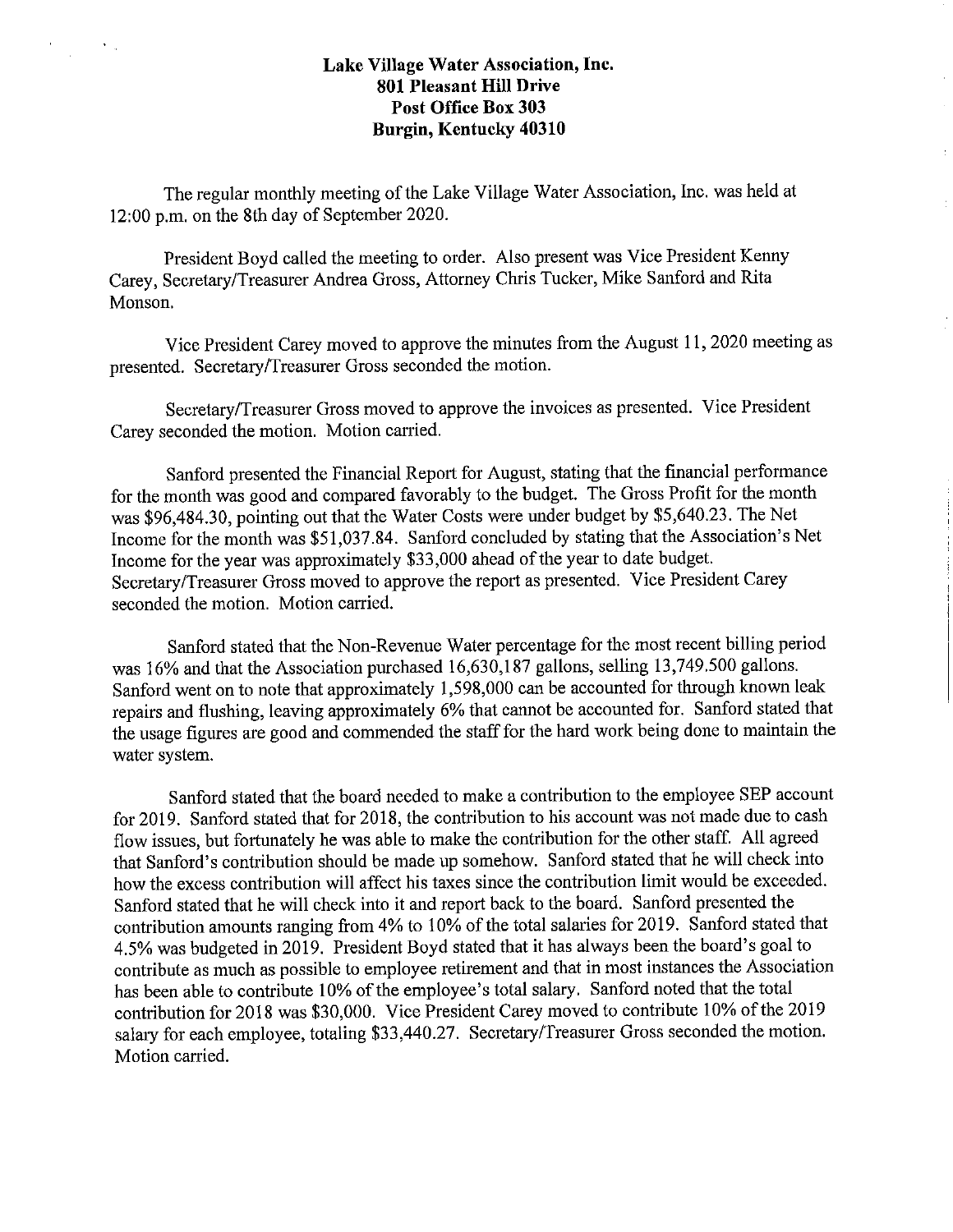**Lake Village Water Association, Inc.**
**801 Pleasant Hill Drive**
**Post Office Box 303**
**Burgin, Kentucky 40310**

The regular monthly meeting of the Lake Village Water Association, Inc. was held at 12:00 p.m. on the 8th day of September 2020.

President Boyd called the meeting to order. Also present was Vice President Kenny Carey, Secretary/Treasurer Andrea Gross, Attorney Chris Tucker, Mike Sanford and Rita Monson.

Vice President Carey moved to approve the minutes from the August 11, 2020 meeting as presented. Secretary/Treasurer Gross seconded the motion.

Secretary/Treasurer Gross moved to approve the invoices as presented. Vice President Carey seconded the motion. Motion carried.

Sanford presented the Financial Report for August, stating that the financial performance for the month was good and compared favorably to the budget. The Gross Profit for the month was $96,484.30, pointing out that the Water Costs were under budget by $5,640.23. The Net Income for the month was $51,037.84. Sanford concluded by stating that the Association's Net Income for the year was approximately $33,000 ahead of the year to date budget. Secretary/Treasurer Gross moved to approve the report as presented. Vice President Carey seconded the motion. Motion carried.

Sanford stated that the Non-Revenue Water percentage for the most recent billing period was 16% and that the Association purchased 16,630,187 gallons, selling 13,749,500 gallons. Sanford went on to note that approximately 1,598,000 can be accounted for through known leak repairs and flushing, leaving approximately 6% that cannot be accounted for. Sanford stated that the usage figures are good and commended the staff for the hard work being done to maintain the water system.

Sanford stated that the board needed to make a contribution to the employee SEP account for 2019. Sanford stated that for 2018, the contribution to his account was not made due to cash flow issues, but fortunately he was able to make the contribution for the other staff. All agreed that Sanford's contribution should be made up somehow. Sanford stated that he will check into how the excess contribution will affect his taxes since the contribution limit would be exceeded. Sanford stated that he will check into it and report back to the board. Sanford presented the contribution amounts ranging from 4% to 10% of the total salaries for 2019. Sanford stated that 4.5% was budgeted in 2019. President Boyd stated that it has always been the board's goal to contribute as much as possible to employee retirement and that in most instances the Association has been able to contribute 10% of the employee's total salary. Sanford noted that the total contribution for 2018 was $30,000. Vice President Carey moved to contribute 10% of the 2019 salary for each employee, totaling $33,440.27. Secretary/Treasurer Gross seconded the motion. Motion carried.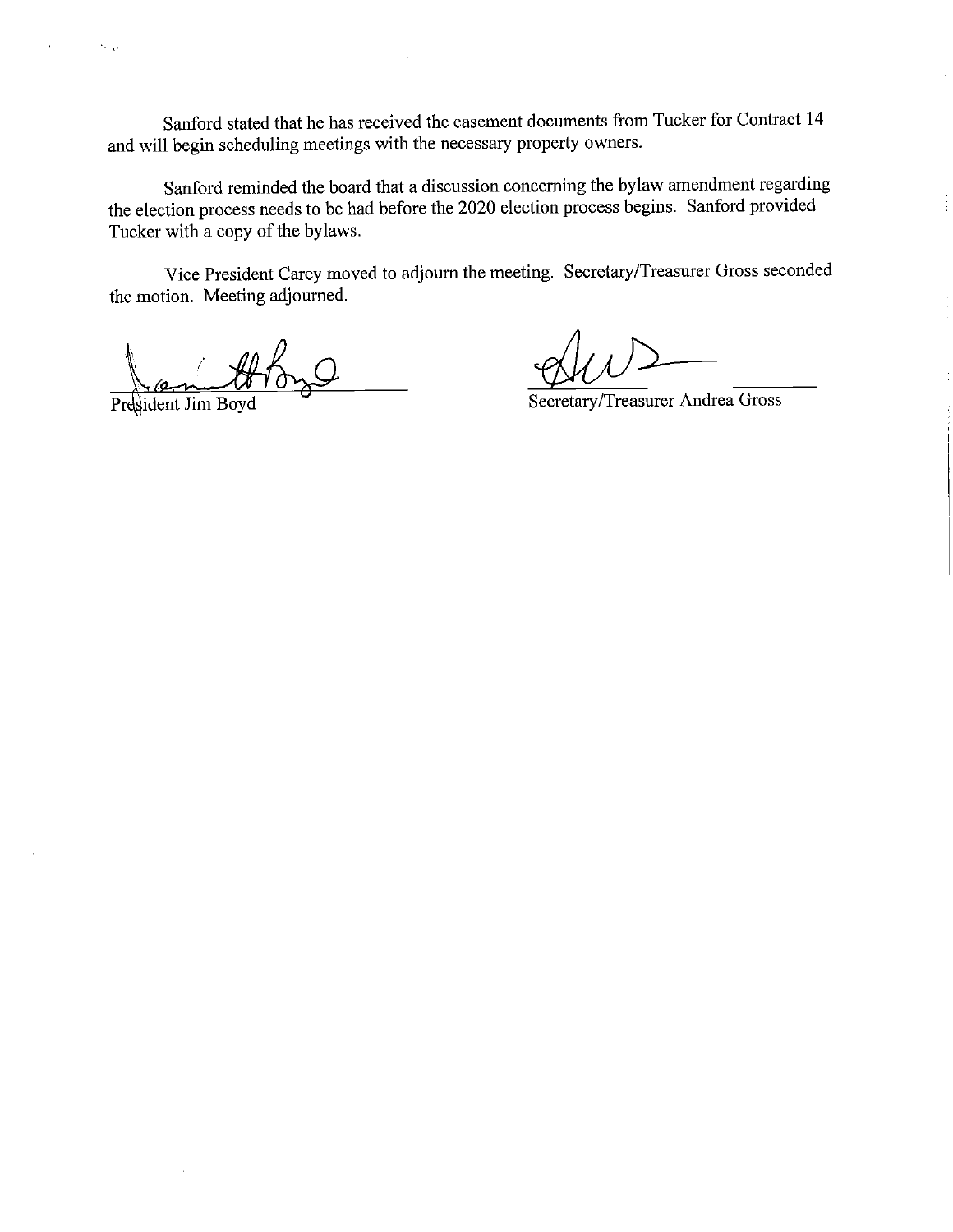Sanford stated that he has received the easement documents from Tucker for Contract 14 and will begin scheduling meetings with the necessary property owners.

Sanford reminded the board that a discussion concerning the bylaw amendment regarding the election process needs to be had before the 2020 election process begins. Sanford provided Tucker with a copy of the bylaws.

Vice President Carey moved to adjourn the meeting. Secretary/Treasurer Gross seconded the motion. Meeting adjourned.

President Jim Boyd

Secretary/Treasurer Andrea Gross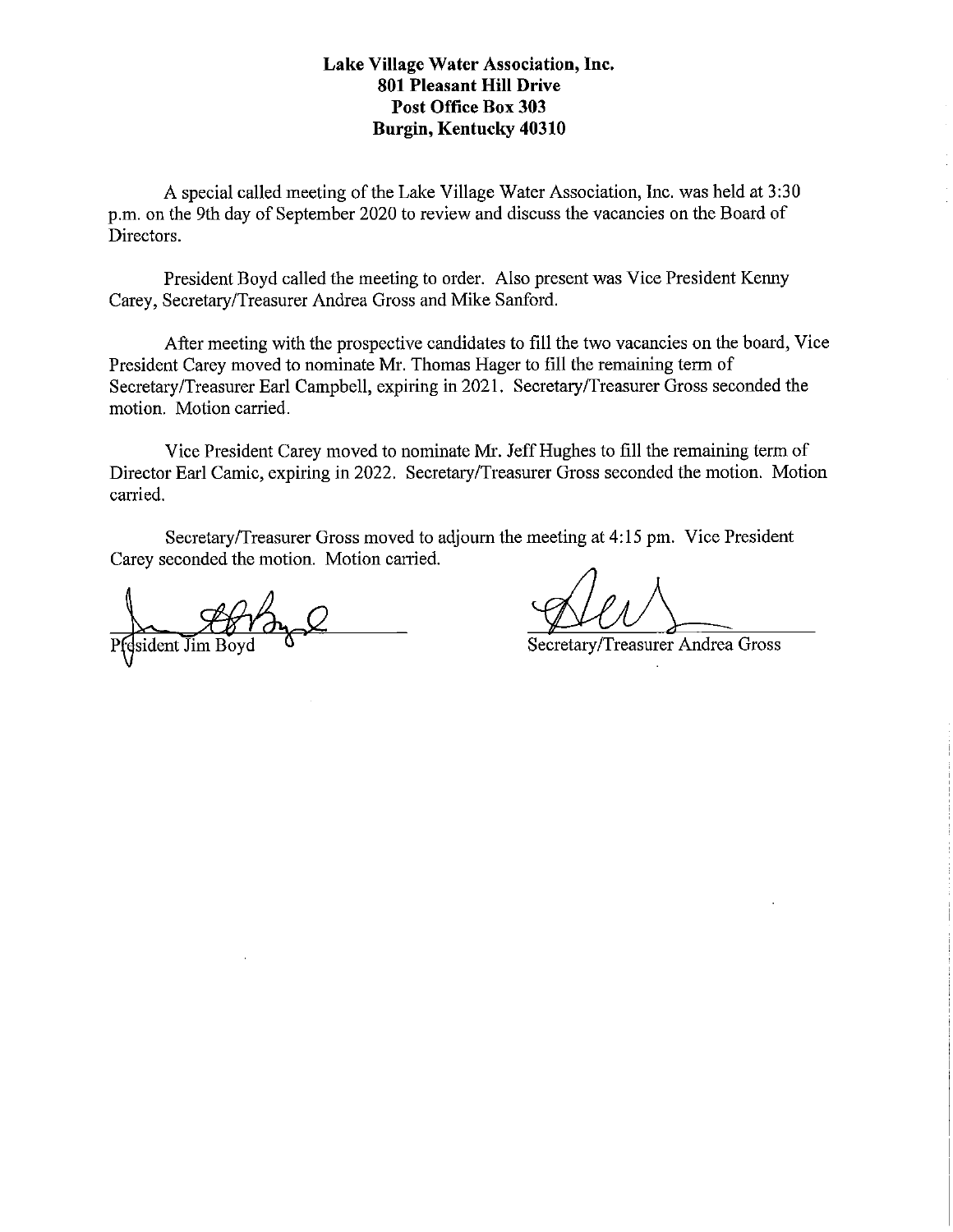**Lake Village Water Association, Inc.**
**801 Pleasant Hill Drive**
**Post Office Box 303**
**Burgin, Kentucky 40310**

A special called meeting of the Lake Village Water Association, Inc. was held at 3:30 p.m. on the 9th day of September 2020 to review and discuss the vacancies on the Board of Directors.

President Boyd called the meeting to order. Also present was Vice President Kenny Carey, Secretary/Treasurer Andrea Gross and Mike Sanford.

After meeting with the prospective candidates to fill the two vacancies on the board, Vice President Carey moved to nominate Mr. Thomas Hager to fill the remaining term of Secretary/Treasurer Earl Campbell, expiring in 2021. Secretary/Treasurer Gross seconded the motion. Motion carried.

Vice President Carey moved to nominate Mr. Jeff Hughes to fill the remaining term of Director Earl Camic, expiring in 2022. Secretary/Treasurer Gross seconded the motion. Motion carried.

Secretary/Treasurer Gross moved to adjourn the meeting at 4:15 pm. Vice President Carey seconded the motion. Motion carried.

President Jim Boyd

Secretary/Treasurer Andrea Gross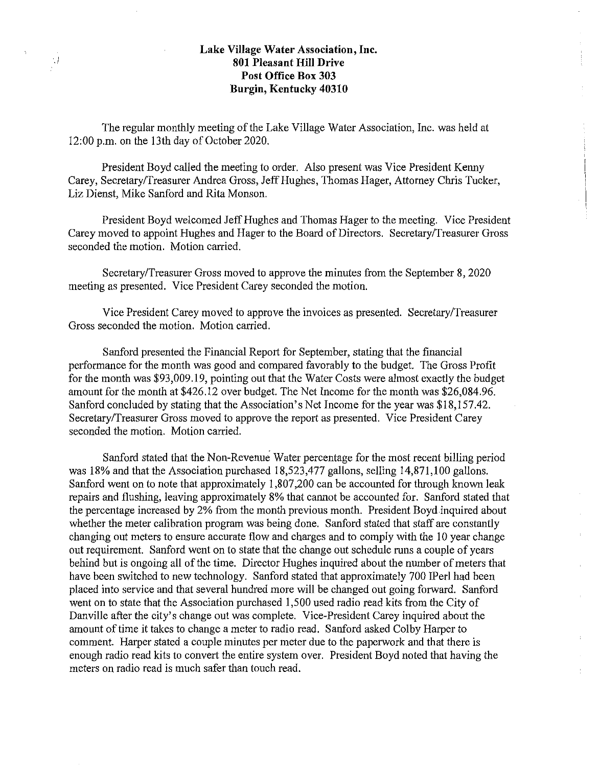**Lake Village Water Association, Inc.**
**801 Pleasant Hill Drive**
**Post Office Box 303**
**Burgin, Kentucky 40310**

The regular monthly meeting of the Lake Village Water Association, Inc. was held at 12:00 p.m. on the 13th day of October 2020.

President Boyd called the meeting to order. Also present was Vice President Kenny Carey, Secretary/Treasurer Andrea Gross, Jeff Hughes, Thomas Hager, Attorney Chris Tucker, Liz Dienst, Mike Sanford and Rita Monson.

President Boyd welcomed Jeff Hughes and Thomas Hager to the meeting. Vice President Carey moved to appoint Hughes and Hager to the Board of Directors. Secretary/Treasurer Gross seconded the motion. Motion carried.

Secretary/Treasurer Gross moved to approve the minutes from the September 8, 2020 meeting as presented. Vice President Carey seconded the motion.

Vice President Carey moved to approve the invoices as presented. Secretary/Treasurer Gross seconded the motion. Motion carried.

Sanford presented the Financial Report for September, stating that the financial performance for the month was good and compared favorably to the budget. The Gross Profit for the month was $93,009.19, pointing out that the Water Costs were almost exactly the budget amount for the month at $426.12 over budget. The Net Income for the month was $26,084.96. Sanford concluded by stating that the Association's Net Income for the year was $18,157.42. Secretary/Treasurer Gross moved to approve the report as presented. Vice President Carey seconded the motion. Motion carried.

Sanford stated that the Non-Revenue Water percentage for the most recent billing period was 18% and that the Association purchased 18,523,477 gallons, selling 14,871,100 gallons. Sanford went on to note that approximately 1,807,200 can be accounted for through known leak repairs and flushing, leaving approximately 8% that cannot be accounted for. Sanford stated that the percentage increased by 2% from the month previous month. President Boyd inquired about whether the meter calibration program was being done. Sanford stated that staff are constantly changing out meters to ensure accurate flow and charges and to comply with the 10 year change out requirement. Sanford went on to state that the change out schedule runs a couple of years behind but is ongoing all of the time. Director Hughes inquired about the number of meters that have been switched to new technology. Sanford stated that approximately 700 IPerl had been placed into service and that several hundred more will be changed out going forward. Sanford went on to state that the Association purchased 1,500 used radio read kits from the City of Danville after the city's change out was complete. Vice-President Carey inquired about the amount of time it takes to change a meter to radio read. Sanford asked Colby Harper to comment. Harper stated a couple minutes per meter due to the paperwork and that there is enough radio read kits to convert the entire system over. President Boyd noted that having the meters on radio read is much safer than touch read.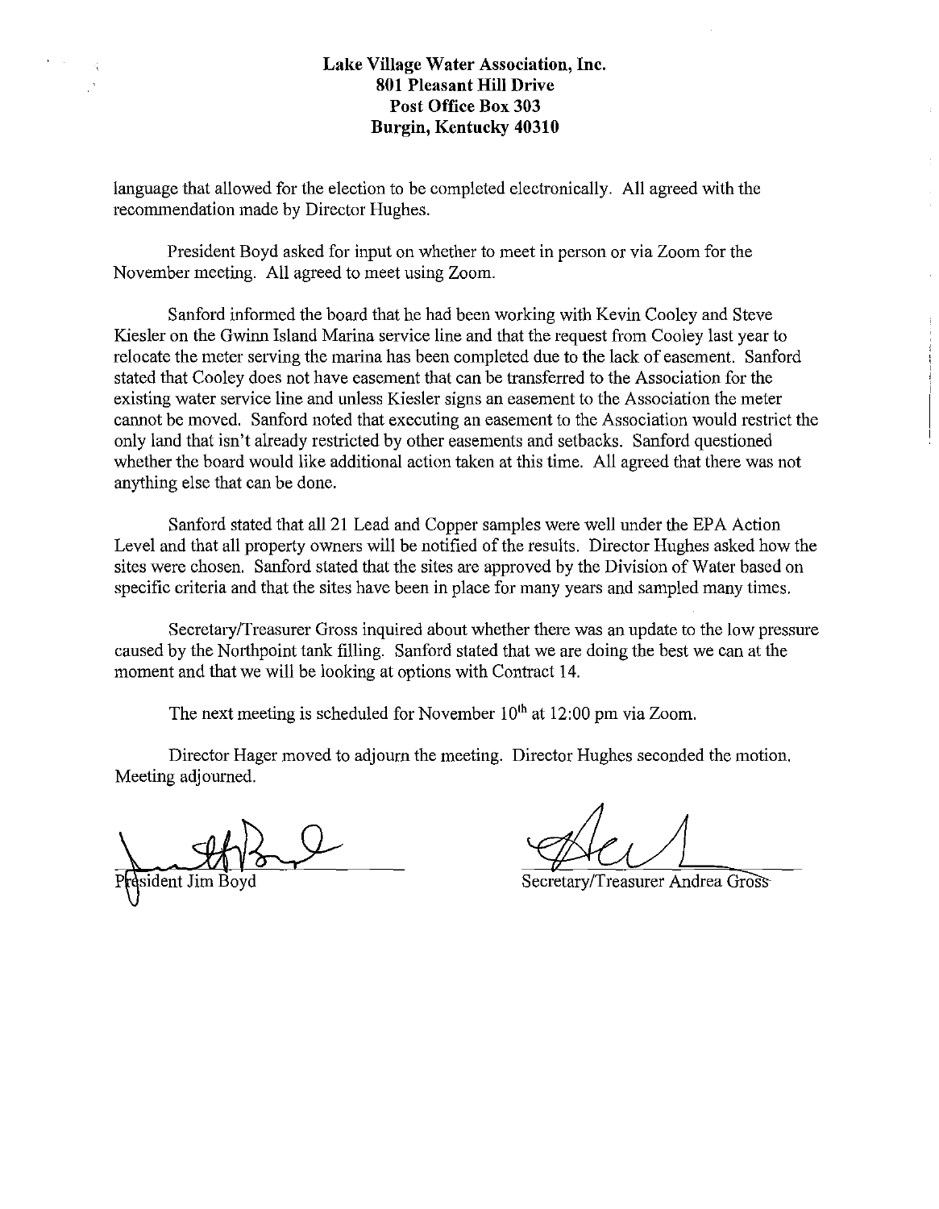**Lake Village Water Association, Inc.**
**801 Pleasant Hill Drive**
**Post Office Box 303**
**Burgin, Kentucky 40310**

language that allowed for the election to be completed electronically. All agreed with the recommendation made by Director Hughes.

President Boyd asked for input on whether to meet in person or via Zoom for the November meeting. All agreed to meet using Zoom.

Sanford informed the board that he had been working with Kevin Cooley and Steve Kiesler on the Gwinn Island Marina service line and that the request from Cooley last year to relocate the meter serving the marina has been completed due to the lack of easement. Sanford stated that Cooley does not have easement that can be transferred to the Association for the existing water service line and unless Kiesler signs an easement to the Association the meter cannot be moved. Sanford noted that executing an easement to the Association would restrict the only land that isn't already restricted by other easements and setbacks. Sanford questioned whether the board would like additional action taken at this time. All agreed that there was not anything else that can be done.

Sanford stated that all 21 Lead and Copper samples were well under the EPA Action Level and that all property owners will be notified of the results. Director Hughes asked how the sites were chosen. Sanford stated that the sites are approved by the Division of Water based on specific criteria and that the sites have been in place for many years and sampled many times.

Secretary/Treasurer Gross inquired about whether there was an update to the low pressure caused by the Northpoint tank filling. Sanford stated that we are doing the best we can at the moment and that we will be looking at options with Contract 14.

The next meeting is scheduled for November 10th at 12:00 pm via Zoom.

Director Hager moved to adjourn the meeting. Director Hughes seconded the motion. Meeting adjourned.

President Jim Boyd

Secretary/Treasurer Andrea Gross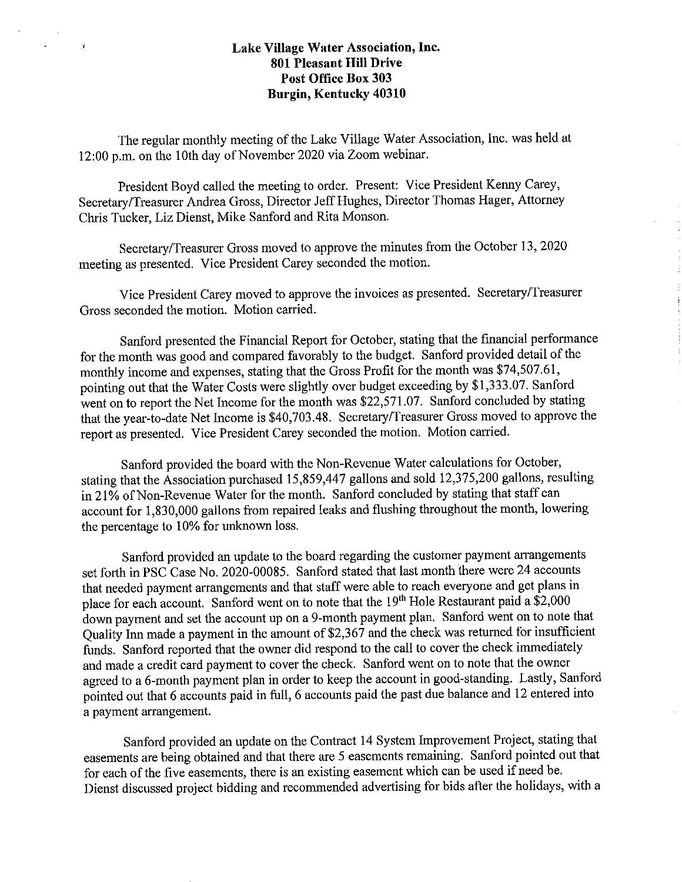**Lake Village Water Association, Inc.**
**801 Pleasant Hill Drive**
**Post Office Box 303**
**Burgin, Kentucky 40310**

The regular monthly meeting of the Lake Village Water Association, Inc. was held at 12:00 p.m. on the 10th day of November 2020 via Zoom webinar.

President Boyd called the meeting to order. Present: Vice President Kenny Carey, Secretary/Treasurer Andrea Gross, Director Jeff Hughes, Director Thomas Hager, Attorney Chris Tucker, Liz Dienst, Mike Sanford and Rita Monson.

Secretary/Treasurer Gross moved to approve the minutes from the October 13, 2020 meeting as presented. Vice President Carey seconded the motion.

Vice President Carey moved to approve the invoices as presented. Secretary/Treasurer Gross seconded the motion. Motion carried.

Sanford presented the Financial Report for October, stating that the financial performance for the month was good and compared favorably to the budget. Sanford provided detail of the monthly income and expenses, stating that the Gross Profit for the month was $74,507.61, pointing out that the Water Costs were slightly over budget exceeding by $1,333.07. Sanford went on to report the Net Income for the month was $22,571.07. Sanford concluded by stating that the year-to-date Net Income is $40,703.48. Secretary/Treasurer Gross moved to approve the report as presented. Vice President Carey seconded the motion. Motion carried.

Sanford provided the board with the Non-Revenue Water calculations for October, stating that the Association purchased 15,859,447 gallons and sold 12,375,200 gallons, resulting in 21% of Non-Revenue Water for the month. Sanford concluded by stating that staff can account for 1,830,000 gallons from repaired leaks and flushing throughout the month, lowering the percentage to 10% for unknown loss.

Sanford provided an update to the board regarding the customer payment arrangements set forth in PSC Case No. 2020-00085. Sanford stated that last month there were 24 accounts that needed payment arrangements and that staff were able to reach everyone and get plans in place for each account. Sanford went on to note that the 19th Hole Restaurant paid a $2,000 down payment and set the account up on a 9-month payment plan. Sanford went on to note that Quality Inn made a payment in the amount of $2,367 and the check was returned for insufficient funds. Sanford reported that the owner did respond to the call to cover the check immediately and made a credit card payment to cover the check. Sanford went on to note that the owner agreed to a 6-month payment plan in order to keep the account in good-standing. Lastly, Sanford pointed out that 6 accounts paid in full, 6 accounts paid the past due balance and 12 entered into a payment arrangement.

Sanford provided an update on the Contract 14 System Improvement Project, stating that easements are being obtained and that there are 5 easements remaining. Sanford pointed out that for each of the five easements, there is an existing easement which can be used if need be. Dienst discussed project bidding and recommended advertising for bids after the holidays, with a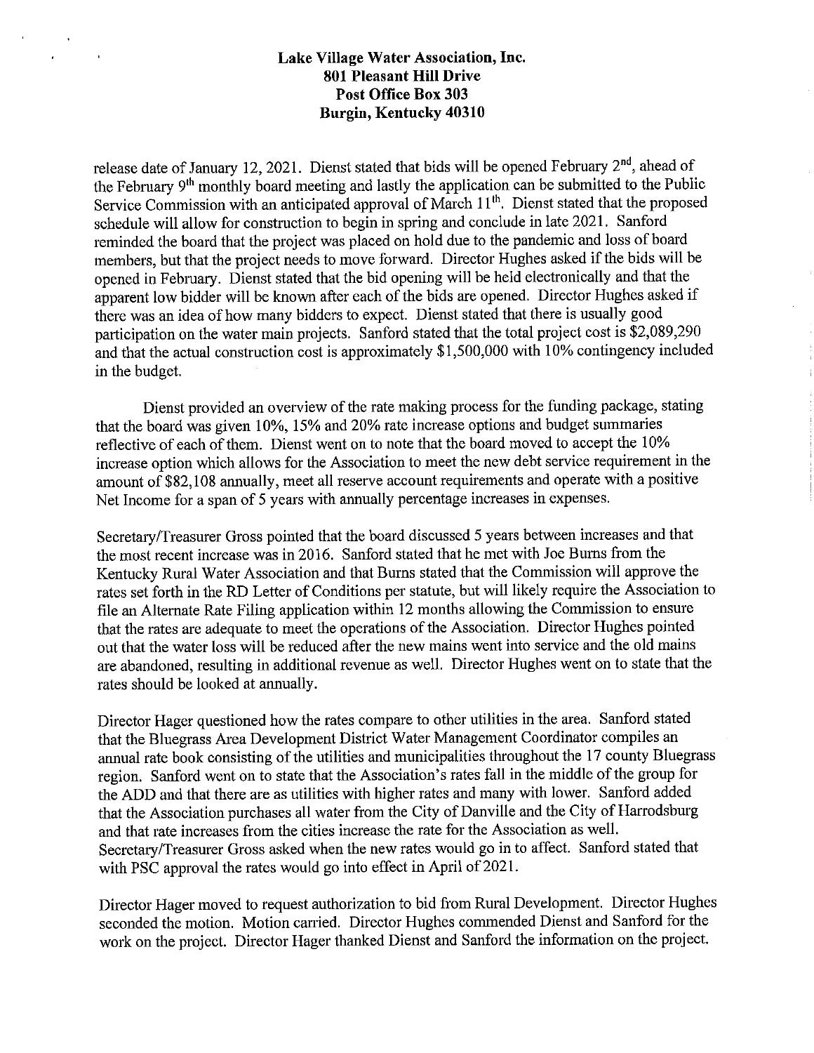**Lake Village Water Association, Inc.**
**801 Pleasant Hill Drive**
**Post Office Box 303**
**Burgin, Kentucky 40310**

release date of January 12, 2021. Dienst stated that bids will be opened February 2nd, ahead of the February 9th monthly board meeting and lastly the application can be submitted to the Public Service Commission with an anticipated approval of March 11th. Dienst stated that the proposed schedule will allow for construction to begin in spring and conclude in late 2021. Sanford reminded the board that the project was placed on hold due to the pandemic and loss of board members, but that the project needs to move forward. Director Hughes asked if the bids will be opened in February. Dienst stated that the bid opening will be held electronically and that the apparent low bidder will be known after each of the bids are opened. Director Hughes asked if there was an idea of how many bidders to expect. Dienst stated that there is usually good participation on the water main projects. Sanford stated that the total project cost is $2,089,290 and that the actual construction cost is approximately $1,500,000 with 10% contingency included in the budget.

Dienst provided an overview of the rate making process for the funding package, stating that the board was given 10%, 15% and 20% rate increase options and budget summaries reflective of each of them. Dienst went on to note that the board moved to accept the 10% increase option which allows for the Association to meet the new debt service requirement in the amount of $82,108 annually, meet all reserve account requirements and operate with a positive Net Income for a span of 5 years with annually percentage increases in expenses.

Secretary/Treasurer Gross pointed that the board discussed 5 years between increases and that the most recent increase was in 2016. Sanford stated that he met with Joe Burns from the Kentucky Rural Water Association and that Burns stated that the Commission will approve the rates set forth in the RD Letter of Conditions per statute, but will likely require the Association to file an Alternate Rate Filing application within 12 months allowing the Commission to ensure that the rates are adequate to meet the operations of the Association. Director Hughes pointed out that the water loss will be reduced after the new mains went into service and the old mains are abandoned, resulting in additional revenue as well. Director Hughes went on to state that the rates should be looked at annually.

Director Hager questioned how the rates compare to other utilities in the area. Sanford stated that the Bluegrass Area Development District Water Management Coordinator compiles an annual rate book consisting of the utilities and municipalities throughout the 17 county Bluegrass region. Sanford went on to state that the Association's rates fall in the middle of the group for the ADD and that there are as utilities with higher rates and many with lower. Sanford added that the Association purchases all water from the City of Danville and the City of Harrodsburg and that rate increases from the cities increase the rate for the Association as well. Secretary/Treasurer Gross asked when the new rates would go in to affect. Sanford stated that with PSC approval the rates would go into effect in April of 2021.

Director Hager moved to request authorization to bid from Rural Development. Director Hughes seconded the motion. Motion carried. Director Hughes commended Dienst and Sanford for the work on the project. Director Hager thanked Dienst and Sanford the information on the project.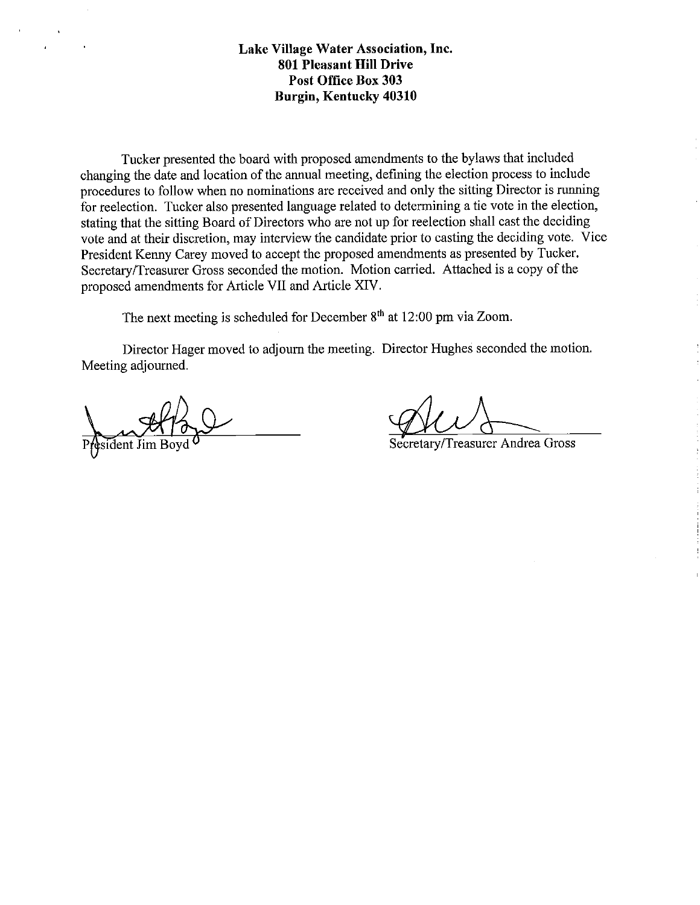**Lake Village Water Association, Inc.**
**801 Pleasant Hill Drive**
**Post Office Box 303**
**Burgin, Kentucky 40310**

Tucker presented the board with proposed amendments to the bylaws that included changing the date and location of the annual meeting, defining the election process to include procedures to follow when no nominations are received and only the sitting Director is running for reelection. Tucker also presented language related to determining a tie vote in the election, stating that the sitting Board of Directors who are not up for reelection shall cast the deciding vote and at their discretion, may interview the candidate prior to casting the deciding vote. Vice President Kenny Carey moved to accept the proposed amendments as presented by Tucker. Secretary/Treasurer Gross seconded the motion. Motion carried. Attached is a copy of the proposed amendments for Article VII and Article XIV.

The next meeting is scheduled for December 8th at 12:00 pm via Zoom.

Director Hager moved to adjourn the meeting. Director Hughes seconded the motion. Meeting adjourned.

President Jim Boyd

Secretary/Treasurer Andrea Gross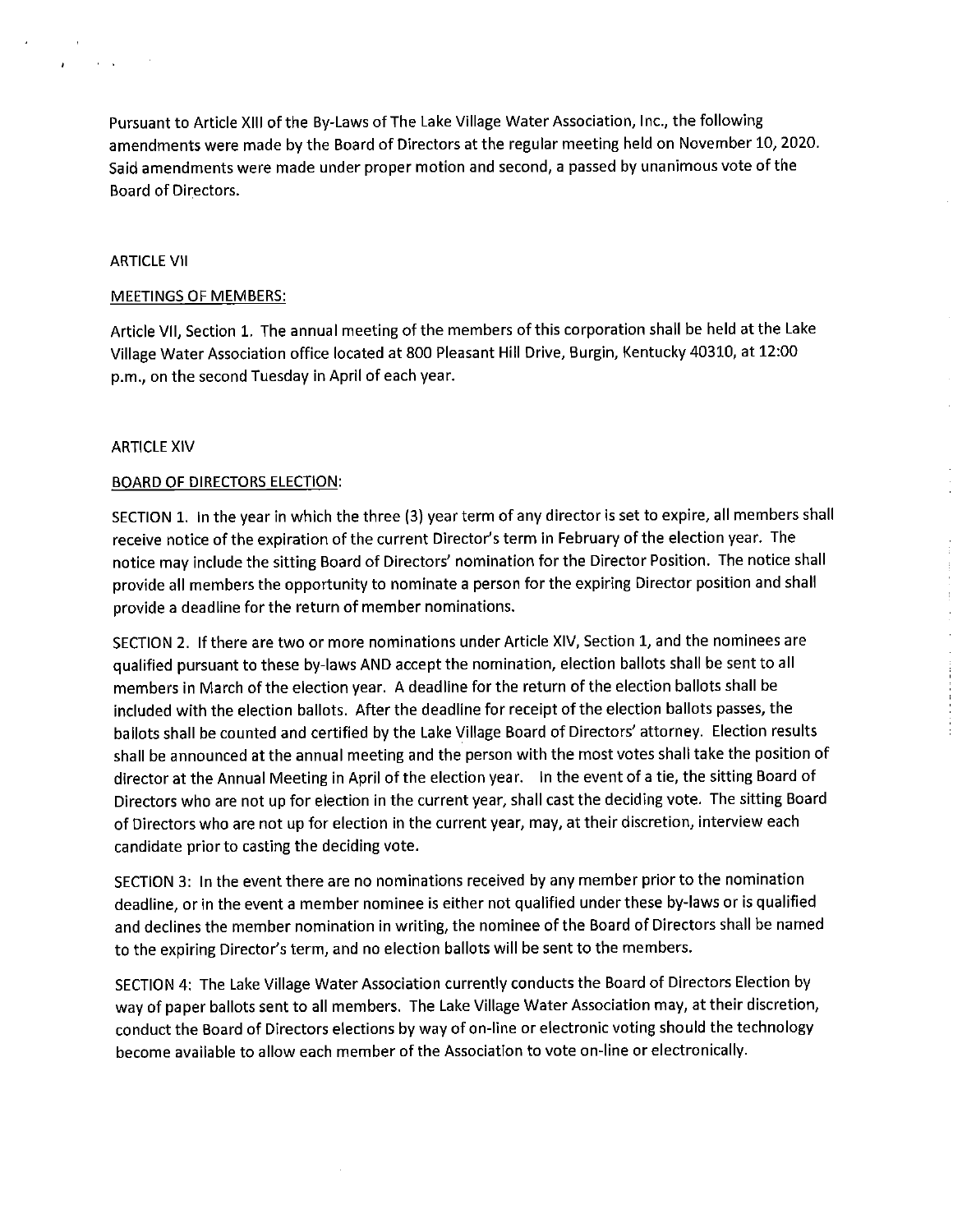Pursuant to Article XIII of the By-Laws of The Lake Village Water Association, Inc., the following amendments were made by the Board of Directors at the regular meeting held on November 10, 2020. Said amendments were made under proper motion and second, a passed by unanimous vote of the Board of Directors.

ARTICLE VII

MEETINGS OF MEMBERS:

Article VII, Section 1. The annual meeting of the members of this corporation shall be held at the Lake Village Water Association office located at 800 Pleasant Hill Drive, Burgin, Kentucky 40310, at 12:00 p.m., on the second Tuesday in April of each year.

ARTICLE XIV

BOARD OF DIRECTORS ELECTION:

SECTION 1. In the year in which the three (3) year term of any director is set to expire, all members shall receive notice of the expiration of the current Director's term in February of the election year. The notice may include the sitting Board of Directors' nomination for the Director Position. The notice shall provide all members the opportunity to nominate a person for the expiring Director position and shall provide a deadline for the return of member nominations.

SECTION 2. If there are two or more nominations under Article XIV, Section 1, and the nominees are qualified pursuant to these by-laws AND accept the nomination, election ballots shall be sent to all members in March of the election year. A deadline for the return of the election ballots shall be included with the election ballots. After the deadline for receipt of the election ballots passes, the ballots shall be counted and certified by the Lake Village Board of Directors' attorney. Election results shall be announced at the annual meeting and the person with the most votes shall take the position of director at the Annual Meeting in April of the election year. In the event of a tie, the sitting Board of Directors who are not up for election in the current year, shall cast the deciding vote. The sitting Board of Directors who are not up for election in the current year, may, at their discretion, interview each candidate prior to casting the deciding vote.

SECTION 3: In the event there are no nominations received by any member prior to the nomination deadline, or in the event a member nominee is either not qualified under these by-laws or is qualified and declines the member nomination in writing, the nominee of the Board of Directors shall be named to the expiring Director's term, and no election ballots will be sent to the members.

SECTION 4: The Lake Village Water Association currently conducts the Board of Directors Election by way of paper ballots sent to all members. The Lake Village Water Association may, at their discretion, conduct the Board of Directors elections by way of on-line or electronic voting should the technology become available to allow each member of the Association to vote on-line or electronically.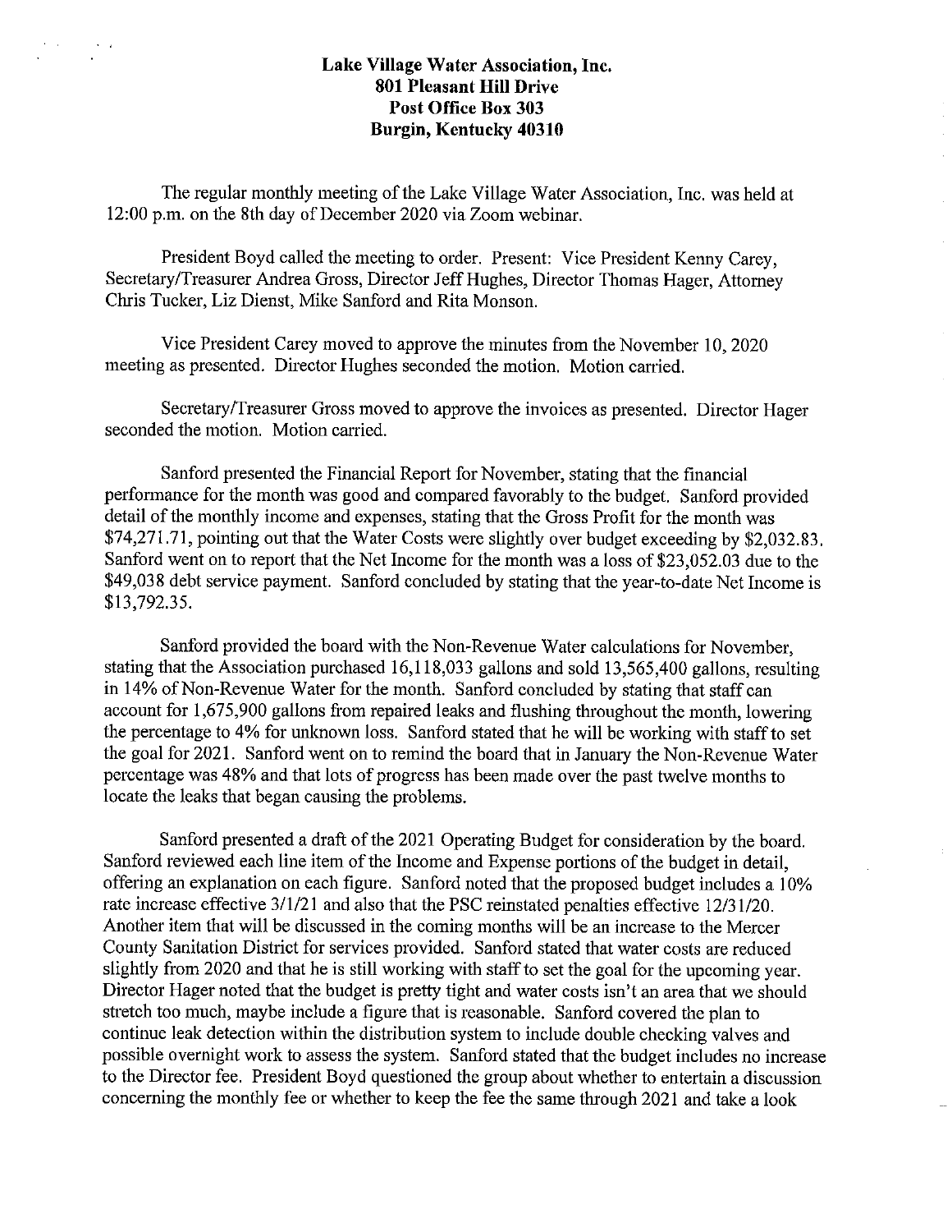**Lake Village Water Association, Inc.**
**801 Pleasant Hill Drive**
**Post Office Box 303**
**Burgin, Kentucky 40310**

The regular monthly meeting of the Lake Village Water Association, Inc. was held at 12:00 p.m. on the 8th day of December 2020 via Zoom webinar.

President Boyd called the meeting to order. Present: Vice President Kenny Carey, Secretary/Treasurer Andrea Gross, Director Jeff Hughes, Director Thomas Hager, Attorney Chris Tucker, Liz Dienst, Mike Sanford and Rita Monson.

Vice President Carey moved to approve the minutes from the November 10, 2020 meeting as presented. Director Hughes seconded the motion. Motion carried.

Secretary/Treasurer Gross moved to approve the invoices as presented. Director Hager seconded the motion. Motion carried.

Sanford presented the Financial Report for November, stating that the financial performance for the month was good and compared favorably to the budget. Sanford provided detail of the monthly income and expenses, stating that the Gross Profit for the month was $74,271.71, pointing out that the Water Costs were slightly over budget exceeding by $2,032.83. Sanford went on to report that the Net Income for the month was a loss of $23,052.03 due to the $49,038 debt service payment. Sanford concluded by stating that the year-to-date Net Income is $13,792.35.

Sanford provided the board with the Non-Revenue Water calculations for November, stating that the Association purchased 16,118,033 gallons and sold 13,565,400 gallons, resulting in 14% of Non-Revenue Water for the month. Sanford concluded by stating that staff can account for 1,675,900 gallons from repaired leaks and flushing throughout the month, lowering the percentage to 4% for unknown loss. Sanford stated that he will be working with staff to set the goal for 2021. Sanford went on to remind the board that in January the Non-Revenue Water percentage was 48% and that lots of progress has been made over the past twelve months to locate the leaks that began causing the problems.

Sanford presented a draft of the 2021 Operating Budget for consideration by the board. Sanford reviewed each line item of the Income and Expense portions of the budget in detail, offering an explanation on each figure. Sanford noted that the proposed budget includes a 10% rate increase effective 3/1/21 and also that the PSC reinstated penalties effective 12/31/20. Another item that will be discussed in the coming months will be an increase to the Mercer County Sanitation District for services provided. Sanford stated that water costs are reduced slightly from 2020 and that he is still working with staff to set the goal for the upcoming year. Director Hager noted that the budget is pretty tight and water costs isn't an area that we should stretch too much, maybe include a figure that is reasonable. Sanford covered the plan to continue leak detection within the distribution system to include double checking valves and possible overnight work to assess the system. Sanford stated that the budget includes no increase to the Director fee. President Boyd questioned the group about whether to entertain a discussion concerning the monthly fee or whether to keep the fee the same through 2021 and take a look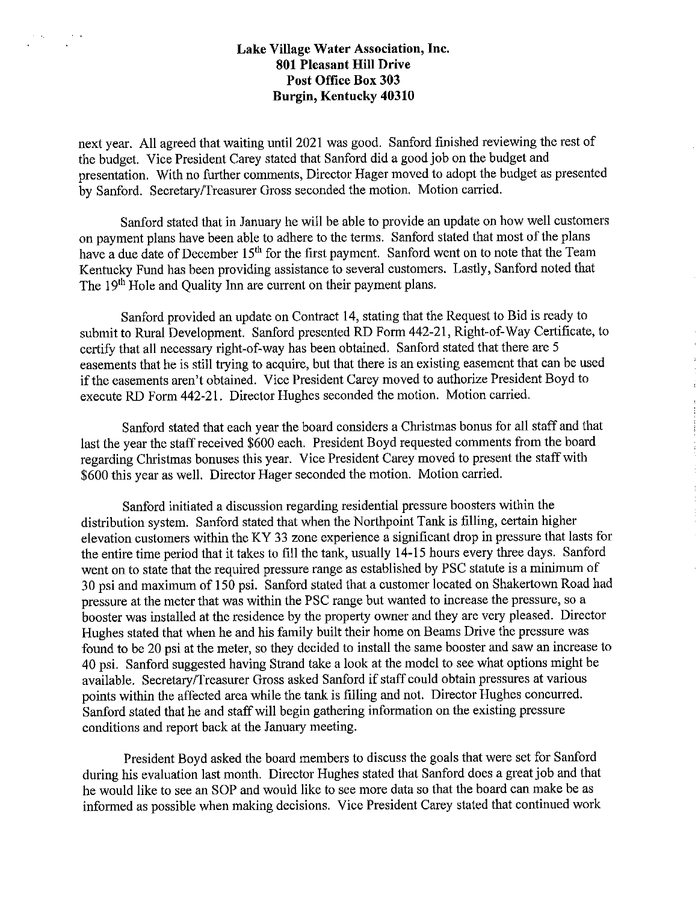**Lake Village Water Association, Inc.**
**801 Pleasant Hill Drive**
**Post Office Box 303**
**Burgin, Kentucky 40310**

next year. All agreed that waiting until 2021 was good. Sanford finished reviewing the rest of the budget. Vice President Carey stated that Sanford did a good job on the budget and presentation. With no further comments, Director Hager moved to adopt the budget as presented by Sanford. Secretary/Treasurer Gross seconded the motion. Motion carried.

Sanford stated that in January he will be able to provide an update on how well customers on payment plans have been able to adhere to the terms. Sanford stated that most of the plans have a due date of December 15th for the first payment. Sanford went on to note that the Team Kentucky Fund has been providing assistance to several customers. Lastly, Sanford noted that The 19th Hole and Quality Inn are current on their payment plans.

Sanford provided an update on Contract 14, stating that the Request to Bid is ready to submit to Rural Development. Sanford presented RD Form 442-21, Right-of-Way Certificate, to certify that all necessary right-of-way has been obtained. Sanford stated that there are 5 easements that he is still trying to acquire, but that there is an existing easement that can be used if the easements aren't obtained. Vice President Carey moved to authorize President Boyd to execute RD Form 442-21. Director Hughes seconded the motion. Motion carried.

Sanford stated that each year the board considers a Christmas bonus for all staff and that last the year the staff received $600 each. President Boyd requested comments from the board regarding Christmas bonuses this year. Vice President Carey moved to present the staff with $600 this year as well. Director Hager seconded the motion. Motion carried.

Sanford initiated a discussion regarding residential pressure boosters within the distribution system. Sanford stated that when the Northpoint Tank is filling, certain higher elevation customers within the KY 33 zone experience a significant drop in pressure that lasts for the entire time period that it takes to fill the tank, usually 14-15 hours every three days. Sanford went on to state that the required pressure range as established by PSC statute is a minimum of 30 psi and maximum of 150 psi. Sanford stated that a customer located on Shakertown Road had pressure at the meter that was within the PSC range but wanted to increase the pressure, so a booster was installed at the residence by the property owner and they are very pleased. Director Hughes stated that when he and his family built their home on Beams Drive the pressure was found to be 20 psi at the meter, so they decided to install the same booster and saw an increase to 40 psi. Sanford suggested having Strand take a look at the model to see what options might be available. Secretary/Treasurer Gross asked Sanford if staff could obtain pressures at various points within the affected area while the tank is filling and not. Director Hughes concurred. Sanford stated that he and staff will begin gathering information on the existing pressure conditions and report back at the January meeting.

President Boyd asked the board members to discuss the goals that were set for Sanford during his evaluation last month. Director Hughes stated that Sanford does a great job and that he would like to see an SOP and would like to see more data so that the board can make be as informed as possible when making decisions. Vice President Carey stated that continued work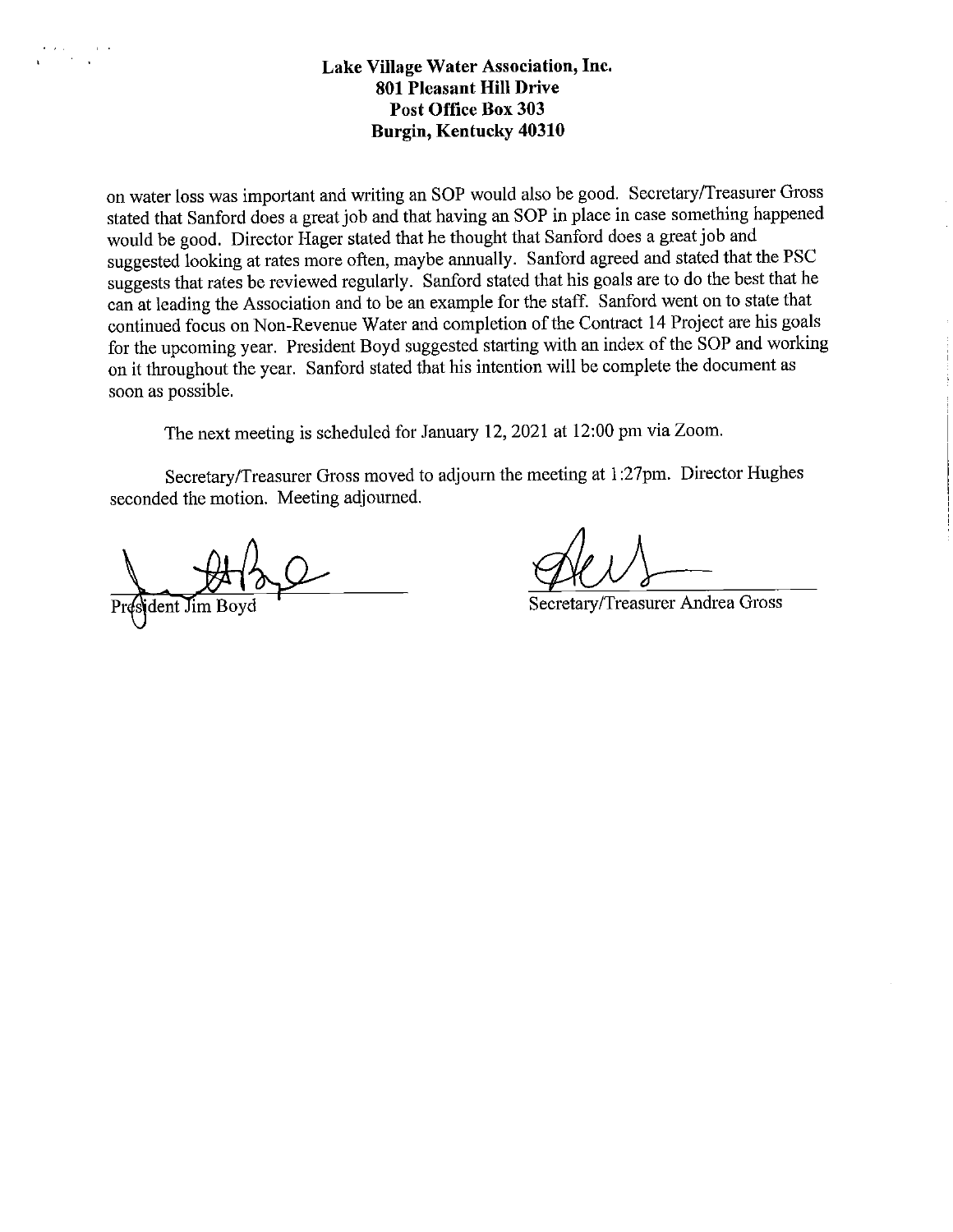**Lake Village Water Association, Inc.**
**801 Pleasant Hill Drive**
**Post Office Box 303**
**Burgin, Kentucky 40310**

on water loss was important and writing an SOP would also be good. Secretary/Treasurer Gross stated that Sanford does a great job and that having an SOP in place in case something happened would be good. Director Hager stated that he thought that Sanford does a great job and suggested looking at rates more often, maybe annually. Sanford agreed and stated that the PSC suggests that rates be reviewed regularly. Sanford stated that his goals are to do the best that he can at leading the Association and to be an example for the staff. Sanford went on to state that continued focus on Non-Revenue Water and completion of the Contract 14 Project are his goals for the upcoming year. President Boyd suggested starting with an index of the SOP and working on it throughout the year. Sanford stated that his intention will be complete the document as soon as possible.

The next meeting is scheduled for January 12, 2021 at 12:00 pm via Zoom.

Secretary/Treasurer Gross moved to adjourn the meeting at 1:27pm. Director Hughes seconded the motion. Meeting adjourned.

President Jim Boyd

Secretary/Treasurer Andrea Gross